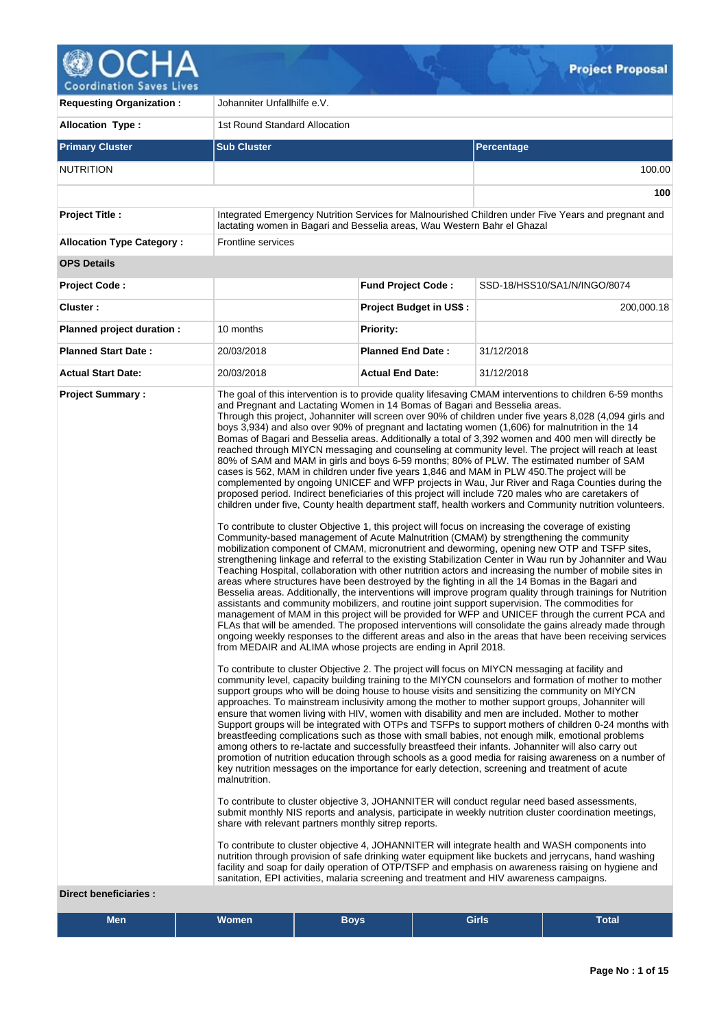# Project Proposal

| | | | |
|---|---|---|---|
| **Requesting Organization :** | Johanniter Unfallhilfe e.V. | | |
| **Allocation Type :** | 1st Round Standard Allocation | | |

| Primary Cluster | Sub Cluster | Percentage |
|---|---|---|
| NUTRITION | | 100.00 |
| | | **100** |

| | | | |
|---|---|---|---|
| **Project Title :** | Integrated Emergency Nutrition Services for Malnourished Children under Five Years and pregnant and lactating women in Bagari and Besselia areas, Wau Western Bahr el Ghazal | | |
| **Allocation Type Category :** | Frontline services | | |
| **OPS Details** | | | |
| **Project Code :** | | **Fund Project Code :** | SSD-18/HSS10/SA1/N/INGO/8074 |
| **Cluster :** | | **Project Budget in US$ :** | 200,000.18 |
| **Planned project duration :** | 10 months | **Priority:** | |
| **Planned Start Date :** | 20/03/2018 | **Planned End Date :** | 31/12/2018 |
| **Actual Start Date:** | 20/03/2018 | **Actual End Date:** | 31/12/2018 |

**Project Summary :**

The goal of this intervention is to provide quality lifesaving CMAM interventions to children 6-59 months and Pregnant and Lactating Women in 14 Bomas of Bagari and Besselia areas.
Through this project, Johanniter will screen over 90% of children under five years 8,028 (4,094 girls and boys 3,934) and also over 90% of pregnant and lactating women (1,606) for malnutrition in the 14 Bomas of Bagari and Besselia areas. Additionally a total of 3,392 women and 400 men will directly be reached through MIYCN messaging and counseling at community level. The project will reach at least 80% of SAM and MAM in girls and boys 6-59 months; 80% of PLW. The estimated number of SAM cases is 562, MAM in children under five years 1,846 and MAM in PLW 450.The project will be complemented by ongoing UNICEF and WFP projects in Wau, Jur River and Raga Counties during the proposed period. Indirect beneficiaries of this project will include 720 males who are caretakers of children under five, County health department staff, health workers and Community nutrition volunteers.

To contribute to cluster Objective 1, this project will focus on increasing the coverage of existing Community-based management of Acute Malnutrition (CMAM) by strengthening the community mobilization component of CMAM, micronutrient and deworming, opening new OTP and TSFP sites, strengthening linkage and referral to the existing Stabilization Center in Wau run by Johanniter and Wau Teaching Hospital, collaboration with other nutrition actors and increasing the number of mobile sites in areas where structures have been destroyed by the fighting in all the 14 Bomas in the Bagari and Besselia areas. Additionally, the interventions will improve program quality through trainings for Nutrition assistants and community mobilizers, and routine joint support supervision. The commodities for management of MAM in this project will be provided for WFP and UNICEF through the current PCA and FLAs that will be amended. The proposed interventions will consolidate the gains already made through ongoing weekly responses to the different areas and also in the areas that have been receiving services from MEDAIR and ALIMA whose projects are ending in April 2018.

To contribute to cluster Objective 2. The project will focus on MIYCN messaging at facility and community level, capacity building training to the MIYCN counselors and formation of mother to mother support groups who will be doing house to house visits and sensitizing the community on MIYCN approaches. To mainstream inclusivity among the mother to mother support groups, Johanniter will ensure that women living with HIV, women with disability and men are included. Mother to mother Support groups will be integrated with OTPs and TSFPs to support mothers of children 0-24 months with breastfeeding complications such as those with small babies, not enough milk, emotional problems among others to re-lactate and successfully breastfeed their infants. Johanniter will also carry out promotion of nutrition education through schools as a good media for raising awareness on a number of key nutrition messages on the importance for early detection, screening and treatment of acute malnutrition.

To contribute to cluster objective 3, JOHANNITER will conduct regular need based assessments, submit monthly NIS reports and analysis, participate in weekly nutrition cluster coordination meetings, share with relevant partners monthly sitrep reports.

To contribute to cluster objective 4, JOHANNITER will integrate health and WASH components into nutrition through provision of safe drinking water equipment like buckets and jerrycans, hand washing facility and soap for daily operation of OTP/TSFP and emphasis on awareness raising on hygiene and sanitation, EPI activities, malaria screening and treatment and HIV awareness campaigns.

**Direct beneficiaries :**

| Men | Women | Boys | Girls | Total |
|---|---|---|---|---|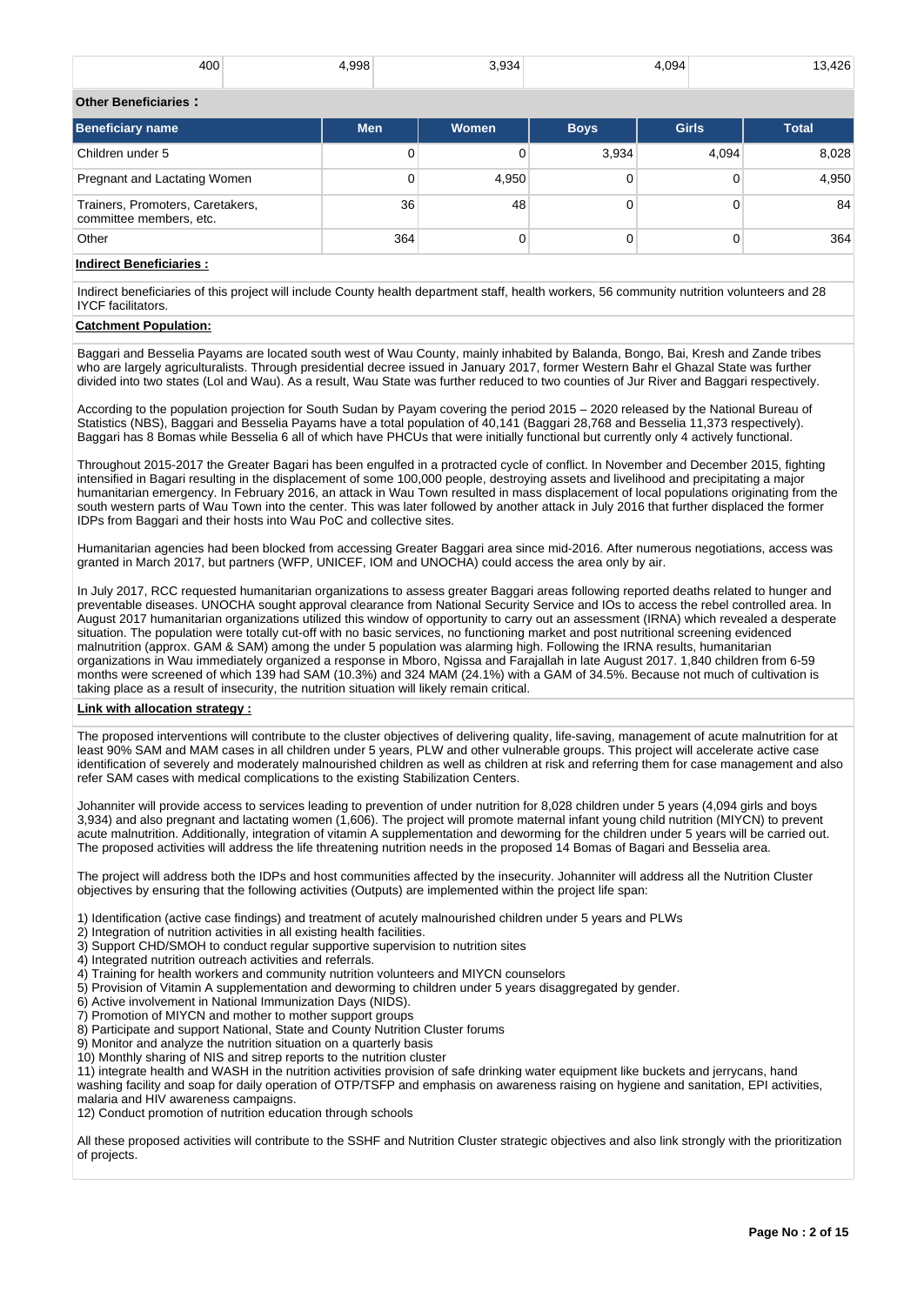| 400 | 4,998 | 3,934 | 4,094 | 13,426 |
|---|---|---|---|---|

**Other Beneficiaries :**

| Beneficiary name | Men | Women | Boys | Girls | Total |
|---|---|---|---|---|---|
| Children under 5 | 0 | 0 | 3,934 | 4,094 | 8,028 |
| Pregnant and Lactating Women | 0 | 4,950 | 0 | 0 | 4,950 |
| Trainers, Promoters, Caretakers, committee members, etc. | 36 | 48 | 0 | 0 | 84 |
| Other | 364 | 0 | 0 | 0 | 364 |

**Indirect Beneficiaries :**

Indirect beneficiaries of this project will include County health department staff, health workers, 56 community nutrition volunteers and 28 IYCF facilitators.

**Catchment Population:**

Baggari and Besselia Payams are located south west of Wau County, mainly inhabited by Balanda, Bongo, Bai, Kresh and Zande tribes who are largely agriculturalists. Through presidential decree issued in January 2017, former Western Bahr el Ghazal State was further divided into two states (Lol and Wau). As a result, Wau State was further reduced to two counties of Jur River and Baggari respectively.

According to the population projection for South Sudan by Payam covering the period 2015 – 2020 released by the National Bureau of Statistics (NBS), Baggari and Besselia Payams have a total population of 40,141 (Baggari 28,768 and Besselia 11,373 respectively). Baggari has 8 Bomas while Besselia 6 all of which have PHCUs that were initially functional but currently only 4 actively functional.

Throughout 2015-2017 the Greater Bagari has been engulfed in a protracted cycle of conflict. In November and December 2015, fighting intensified in Bagari resulting in the displacement of some 100,000 people, destroying assets and livelihood and precipitating a major humanitarian emergency. In February 2016, an attack in Wau Town resulted in mass displacement of local populations originating from the south western parts of Wau Town into the center. This was later followed by another attack in July 2016 that further displaced the former IDPs from Baggari and their hosts into Wau PoC and collective sites.

Humanitarian agencies had been blocked from accessing Greater Baggari area since mid-2016. After numerous negotiations, access was granted in March 2017, but partners (WFP, UNICEF, IOM and UNOCHA) could access the area only by air.

In July 2017, RCC requested humanitarian organizations to assess greater Baggari areas following reported deaths related to hunger and preventable diseases. UNOCHA sought approval clearance from National Security Service and IOs to access the rebel controlled area. In August 2017 humanitarian organizations utilized this window of opportunity to carry out an assessment (IRNA) which revealed a desperate situation. The population were totally cut-off with no basic services, no functioning market and post nutritional screening evidenced malnutrition (approx. GAM & SAM) among the under 5 population was alarming high. Following the IRNA results, humanitarian organizations in Wau immediately organized a response in Mboro, Ngissa and Farajallah in late August 2017. 1,840 children from 6-59 months were screened of which 139 had SAM (10.3%) and 324 MAM (24.1%) with a GAM of 34.5%. Because not much of cultivation is taking place as a result of insecurity, the nutrition situation will likely remain critical.

**Link with allocation strategy :**

The proposed interventions will contribute to the cluster objectives of delivering quality, life-saving, management of acute malnutrition for at least 90% SAM and MAM cases in all children under 5 years, PLW and other vulnerable groups. This project will accelerate active case identification of severely and moderately malnourished children as well as children at risk and referring them for case management and also refer SAM cases with medical complications to the existing Stabilization Centers.

Johanniter will provide access to services leading to prevention of under nutrition for 8,028 children under 5 years (4,094 girls and boys 3,934) and also pregnant and lactating women (1,606). The project will promote maternal infant young child nutrition (MIYCN) to prevent acute malnutrition. Additionally, integration of vitamin A supplementation and deworming for the children under 5 years will be carried out. The proposed activities will address the life threatening nutrition needs in the proposed 14 Bomas of Bagari and Besselia area.

The project will address both the IDPs and host communities affected by the insecurity. Johanniter will address all the Nutrition Cluster objectives by ensuring that the following activities (Outputs) are implemented within the project life span:

1) Identification (active case findings) and treatment of acutely malnourished children under 5 years and PLWs
2) Integration of nutrition activities in all existing health facilities.
3) Support CHD/SMOH to conduct regular supportive supervision to nutrition sites
4) Integrated nutrition outreach activities and referrals.
4) Training for health workers and community nutrition volunteers and MIYCN counselors
5) Provision of Vitamin A supplementation and deworming to children under 5 years disaggregated by gender.
6) Active involvement in National Immunization Days (NIDS).
7) Promotion of MIYCN and mother to mother support groups
8) Participate and support National, State and County Nutrition Cluster forums
9) Monitor and analyze the nutrition situation on a quarterly basis
10) Monthly sharing of NIS and sitrep reports to the nutrition cluster
11) integrate health and WASH in the nutrition activities provision of safe drinking water equipment like buckets and jerrycans, hand washing facility and soap for daily operation of OTP/TSFP and emphasis on awareness raising on hygiene and sanitation, EPI activities, malaria and HIV awareness campaigns.
12) Conduct promotion of nutrition education through schools

All these proposed activities will contribute to the SSHF and Nutrition Cluster strategic objectives and also link strongly with the prioritization of projects.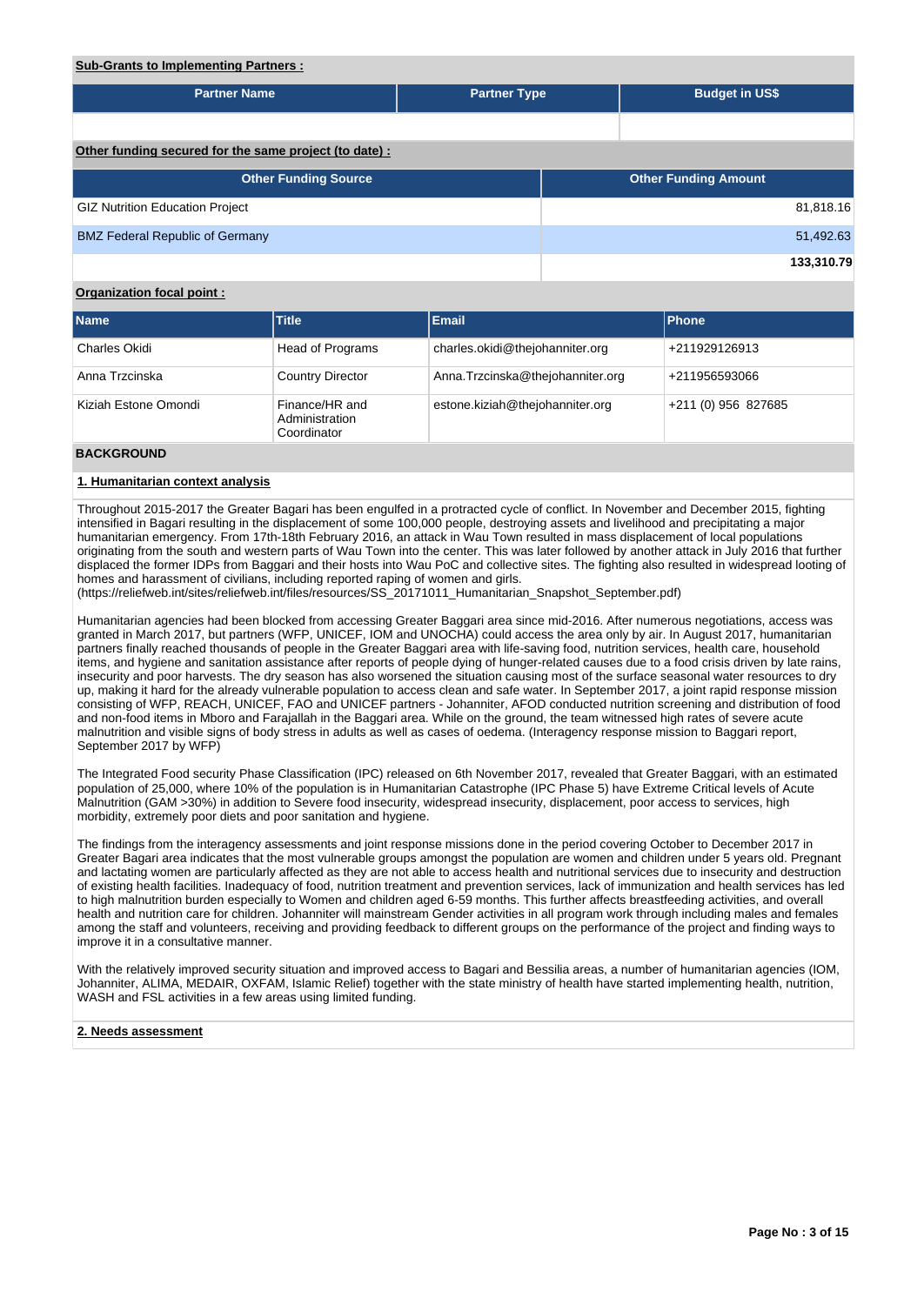**Sub-Grants to Implementing Partners :**

| Partner Name | Partner Type | Budget in US$ |
|---|---|---|
| | | |

**Other funding secured for the same project (to date) :**

| Other Funding Source | Other Funding Amount |
|---|---|
| GIZ Nutrition Education Project | 81,818.16 |
| BMZ Federal Republic of Germany | 51,492.63 |
| | **133,310.79** |

**Organization focal point :**

| Name | Title | Email | Phone |
|---|---|---|---|
| Charles Okidi | Head of Programs | charles.okidi@thejohanniter.org | +211929126913 |
| Anna Trzcinska | Country Director | Anna.Trzcinska@thejohanniter.org | +211956593066 |
| Kiziah Estone Omondi | Finance/HR and Administration Coordinator | estone.kiziah@thejohanniter.org | +211 (0) 956 827685 |

## BACKGROUND

### 1. Humanitarian context analysis

Throughout 2015-2017 the Greater Bagari has been engulfed in a protracted cycle of conflict. In November and December 2015, fighting intensified in Bagari resulting in the displacement of some 100,000 people, destroying assets and livelihood and precipitating a major humanitarian emergency. From 17th-18th February 2016, an attack in Wau Town resulted in mass displacement of local populations originating from the south and western parts of Wau Town into the center. This was later followed by another attack in July 2016 that further displaced the former IDPs from Baggari and their hosts into Wau PoC and collective sites. The fighting also resulted in widespread looting of homes and harassment of civilians, including reported raping of women and girls.
(https://reliefweb.int/sites/reliefweb.int/files/resources/SS_20171011_Humanitarian_Snapshot_September.pdf)

Humanitarian agencies had been blocked from accessing Greater Baggari area since mid-2016. After numerous negotiations, access was granted in March 2017, but partners (WFP, UNICEF, IOM and UNOCHA) could access the area only by air. In August 2017, humanitarian partners finally reached thousands of people in the Greater Baggari area with life-saving food, nutrition services, health care, household items, and hygiene and sanitation assistance after reports of people dying of hunger-related causes due to a food crisis driven by late rains, insecurity and poor harvests. The dry season has also worsened the situation causing most of the surface seasonal water resources to dry up, making it hard for the already vulnerable population to access clean and safe water. In September 2017, a joint rapid response mission consisting of WFP, REACH, UNICEF, FAO and UNICEF partners - Johanniter, AFOD conducted nutrition screening and distribution of food and non-food items in Mboro and Farajallah in the Baggari area. While on the ground, the team witnessed high rates of severe acute malnutrition and visible signs of body stress in adults as well as cases of oedema. (Interagency response mission to Baggari report, September 2017 by WFP)

The Integrated Food security Phase Classification (IPC) released on 6th November 2017, revealed that Greater Baggari, with an estimated population of 25,000, where 10% of the population is in Humanitarian Catastrophe (IPC Phase 5) have Extreme Critical levels of Acute Malnutrition (GAM >30%) in addition to Severe food insecurity, widespread insecurity, displacement, poor access to services, high morbidity, extremely poor diets and poor sanitation and hygiene.

The findings from the interagency assessments and joint response missions done in the period covering October to December 2017 in Greater Bagari area indicates that the most vulnerable groups amongst the population are women and children under 5 years old. Pregnant and lactating women are particularly affected as they are not able to access health and nutritional services due to insecurity and destruction of existing health facilities. Inadequacy of food, nutrition treatment and prevention services, lack of immunization and health services has led to high malnutrition burden especially to Women and children aged 6-59 months. This further affects breastfeeding activities, and overall health and nutrition care for children. Johanniter will mainstream Gender activities in all program work through including males and females among the staff and volunteers, receiving and providing feedback to different groups on the performance of the project and finding ways to improve it in a consultative manner.

With the relatively improved security situation and improved access to Bagari and Bessilia areas, a number of humanitarian agencies (IOM, Johanniter, ALIMA, MEDAIR, OXFAM, Islamic Relief) together with the state ministry of health have started implementing health, nutrition, WASH and FSL activities in a few areas using limited funding.

### 2. Needs assessment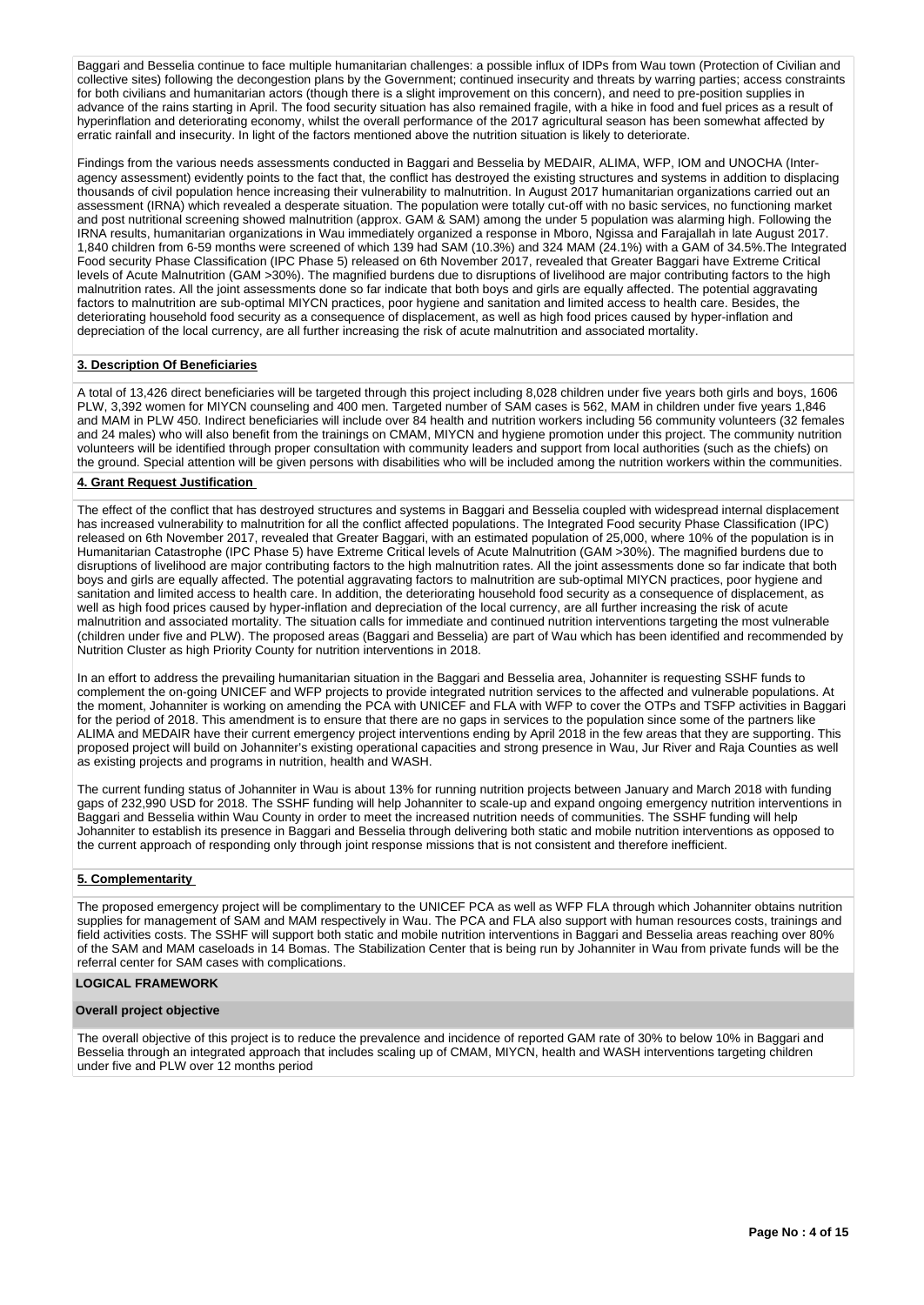Baggari and Besselia continue to face multiple humanitarian challenges: a possible influx of IDPs from Wau town (Protection of Civilian and collective sites) following the decongestion plans by the Government; continued insecurity and threats by warring parties; access constraints for both civilians and humanitarian actors (though there is a slight improvement on this concern), and need to pre-position supplies in advance of the rains starting in April. The food security situation has also remained fragile, with a hike in food and fuel prices as a result of hyperinflation and deteriorating economy, whilst the overall performance of the 2017 agricultural season has been somewhat affected by erratic rainfall and insecurity. In light of the factors mentioned above the nutrition situation is likely to deteriorate.

Findings from the various needs assessments conducted in Baggari and Besselia by MEDAIR, ALIMA, WFP, IOM and UNOCHA (Inter-agency assessment) evidently points to the fact that, the conflict has destroyed the existing structures and systems in addition to displacing thousands of civil population hence increasing their vulnerability to malnutrition. In August 2017 humanitarian organizations carried out an assessment (IRNA) which revealed a desperate situation. The population were totally cut-off with no basic services, no functioning market and post nutritional screening showed malnutrition (approx. GAM & SAM) among the under 5 population was alarming high. Following the IRNA results, humanitarian organizations in Wau immediately organized a response in Mboro, Ngissa and Farajallah in late August 2017. 1,840 children from 6-59 months were screened of which 139 had SAM (10.3%) and 324 MAM (24.1%) with a GAM of 34.5%.The Integrated Food security Phase Classification (IPC Phase 5) released on 6th November 2017, revealed that Greater Baggari have Extreme Critical levels of Acute Malnutrition (GAM >30%). The magnified burdens due to disruptions of livelihood are major contributing factors to the high malnutrition rates. All the joint assessments done so far indicate that both boys and girls are equally affected. The potential aggravating factors to malnutrition are sub-optimal MIYCN practices, poor hygiene and sanitation and limited access to health care. Besides, the deteriorating household food security as a consequence of displacement, as well as high food prices caused by hyper-inflation and depreciation of the local currency, are all further increasing the risk of acute malnutrition and associated mortality.

## 3. Description Of Beneficiaries

A total of 13,426 direct beneficiaries will be targeted through this project including 8,028 children under five years both girls and boys, 1606 PLW, 3,392 women for MIYCN counseling and 400 men. Targeted number of SAM cases is 562, MAM in children under five years 1,846 and MAM in PLW 450. Indirect beneficiaries will include over 84 health and nutrition workers including 56 community volunteers (32 females and 24 males) who will also benefit from the trainings on CMAM, MIYCN and hygiene promotion under this project. The community nutrition volunteers will be identified through proper consultation with community leaders and support from local authorities (such as the chiefs) on the ground. Special attention will be given persons with disabilities who will be included among the nutrition workers within the communities.

## 4. Grant Request Justification

The effect of the conflict that has destroyed structures and systems in Baggari and Besselia coupled with widespread internal displacement has increased vulnerability to malnutrition for all the conflict affected populations. The Integrated Food security Phase Classification (IPC) released on 6th November 2017, revealed that Greater Baggari, with an estimated population of 25,000, where 10% of the population is in Humanitarian Catastrophe (IPC Phase 5) have Extreme Critical levels of Acute Malnutrition (GAM >30%). The magnified burdens due to disruptions of livelihood are major contributing factors to the high malnutrition rates. All the joint assessments done so far indicate that both boys and girls are equally affected. The potential aggravating factors to malnutrition are sub-optimal MIYCN practices, poor hygiene and sanitation and limited access to health care. In addition, the deteriorating household food security as a consequence of displacement, as well as high food prices caused by hyper-inflation and depreciation of the local currency, are all further increasing the risk of acute malnutrition and associated mortality. The situation calls for immediate and continued nutrition interventions targeting the most vulnerable (children under five and PLW). The proposed areas (Baggari and Besselia) are part of Wau which has been identified and recommended by Nutrition Cluster as high Priority County for nutrition interventions in 2018.

In an effort to address the prevailing humanitarian situation in the Baggari and Besselia area, Johanniter is requesting SSHF funds to complement the on-going UNICEF and WFP projects to provide integrated nutrition services to the affected and vulnerable populations. At the moment, Johanniter is working on amending the PCA with UNICEF and FLA with WFP to cover the OTPs and TSFP activities in Baggari for the period of 2018. This amendment is to ensure that there are no gaps in services to the population since some of the partners like ALIMA and MEDAIR have their current emergency project interventions ending by April 2018 in the few areas that they are supporting. This proposed project will build on Johanniter's existing operational capacities and strong presence in Wau, Jur River and Raja Counties as well as existing projects and programs in nutrition, health and WASH.

The current funding status of Johanniter in Wau is about 13% for running nutrition projects between January and March 2018 with funding gaps of 232,990 USD for 2018. The SSHF funding will help Johanniter to scale-up and expand ongoing emergency nutrition interventions in Baggari and Besselia within Wau County in order to meet the increased nutrition needs of communities. The SSHF funding will help Johanniter to establish its presence in Baggari and Besselia through delivering both static and mobile nutrition interventions as opposed to the current approach of responding only through joint response missions that is not consistent and therefore inefficient.

## 5. Complementarity

The proposed emergency project will be complimentary to the UNICEF PCA as well as WFP FLA through which Johanniter obtains nutrition supplies for management of SAM and MAM respectively in Wau. The PCA and FLA also support with human resources costs, trainings and field activities costs. The SSHF will support both static and mobile nutrition interventions in Baggari and Besselia areas reaching over 80% of the SAM and MAM caseloads in 14 Bomas. The Stabilization Center that is being run by Johanniter in Wau from private funds will be the referral center for SAM cases with complications.

## LOGICAL FRAMEWORK

### Overall project objective

The overall objective of this project is to reduce the prevalence and incidence of reported GAM rate of 30% to below 10% in Baggari and Besselia through an integrated approach that includes scaling up of CMAM, MIYCN, health and WASH interventions targeting children under five and PLW over 12 months period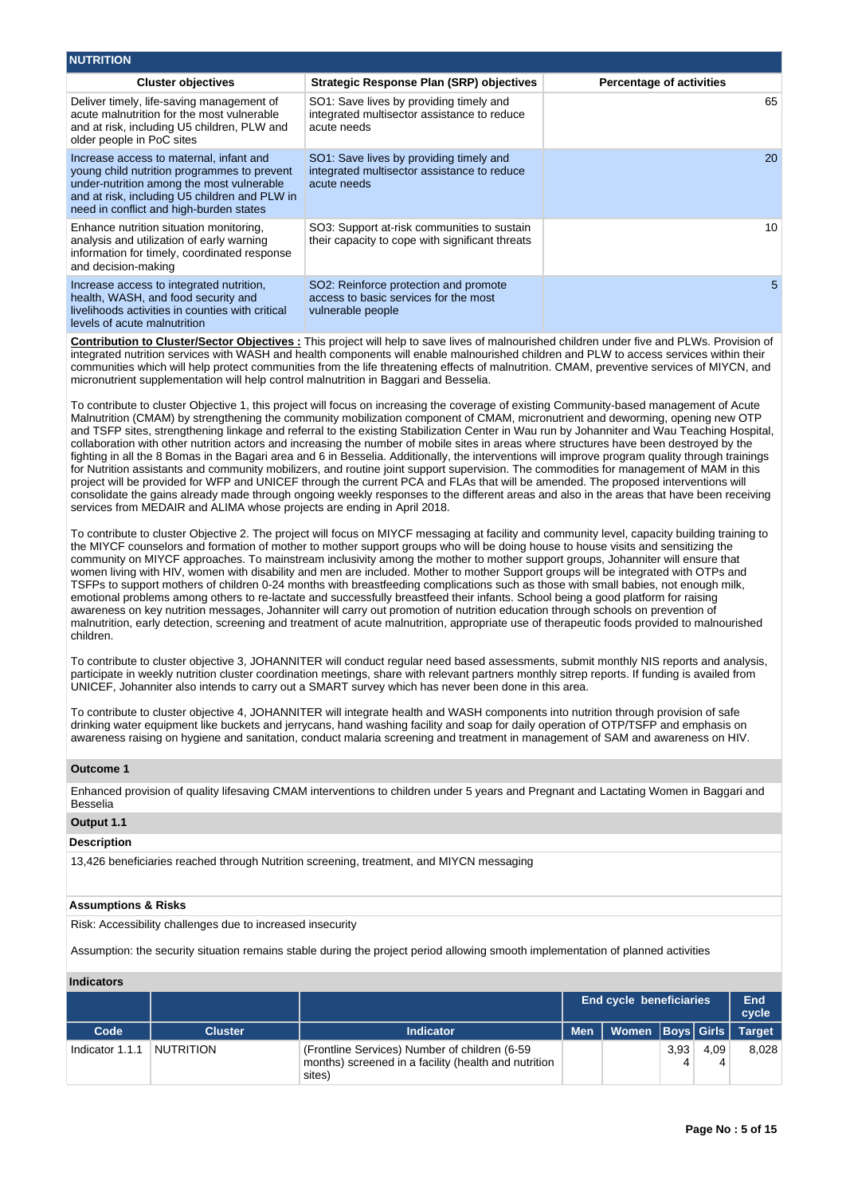## NUTRITION

| Cluster objectives | Strategic Response Plan (SRP) objectives | Percentage of activities |
|---|---|---|
| Deliver timely, life-saving management of acute malnutrition for the most vulnerable and at risk, including U5 children, PLW and older people in PoC sites | SO1: Save lives by providing timely and integrated multisector assistance to reduce acute needs | 65 |
| Increase access to maternal, infant and young child nutrition programmes to prevent under-nutrition among the most vulnerable and at risk, including U5 children and PLW in conflict and high-burden states | SO1: Save lives by providing timely and integrated multisector assistance to reduce acute needs | 20 |
| Enhance nutrition situation monitoring, analysis and utilization of early warning information for timely, coordinated response and decision-making | SO3: Support at-risk communities to sustain their capacity to cope with significant threats | 10 |
| Increase access to integrated nutrition, health, WASH, and food security and livelihoods activities in counties with critical levels of acute malnutrition | SO2: Reinforce protection and promote access to basic services for the most vulnerable people | 5 |

**Contribution to Cluster/Sector Objectives :** This project will help to save lives of malnourished children under five and PLWs. Provision of integrated nutrition services with WASH and health components will enable malnourished children and PLW to access services within their communities which will help protect communities from the life threatening effects of malnutrition. CMAM, preventive services of MIYCN, and micronutrient supplementation will help control malnutrition in Baggari and Besselia.

To contribute to cluster Objective 1, this project will focus on increasing the coverage of existing Community-based management of Acute Malnutrition (CMAM) by strengthening the community mobilization component of CMAM, micronutrient and deworming, opening new OTP and TSFP sites, strengthening linkage and referral to the existing Stabilization Center in Wau run by Johanniter and Wau Teaching Hospital, collaboration with other nutrition actors and increasing the number of mobile sites in areas where structures have been destroyed by the fighting in all the 8 Bomas in the Bagari area and 6 in Besselia. Additionally, the interventions will improve program quality through trainings for Nutrition assistants and community mobilizers, and routine joint supportive supervision. The commodities for management of MAM in this project will be provided for WFP and UNICEF through the current PCA and FLAs that will be amended. The proposed interventions will consolidate the gains already made through ongoing weekly responses to the different areas and also in the areas that have been receiving services from MEDAIR and ALIMA whose projects are ending in April 2018.

To contribute to cluster Objective 2. The project will focus on MIYCF messaging at facility and community level, capacity building training to the MIYCF counselors and formation of mother to mother support groups who will be doing house to house visits and sensitizing the community on MIYCF approaches. To mainstream inclusivity among the mother to mother support groups, Johanniter will ensure that women living with HIV, women with disability and men are included. Mother to mother Support groups will be integrated with OTPs and TSFPs to support mothers of children 0-24 months with breastfeeding complications such as those with small babies, not enough milk, emotional problems among others to re-lactate and successfully breastfeed their infants. School being a good platform for raising awareness on key nutrition messages, Johanniter will carry out promotion of nutrition education through schools on prevention of malnutrition, early detection, screening and treatment of acute malnutrition, appropriate use of therapeutic foods provided to malnourished children.

To contribute to cluster objective 3, JOHANNITER will conduct regular need based assessments, submit monthly NIS reports and analysis, participate in weekly nutrition cluster coordination meetings, share with relevant partners monthly sitrep reports. If funding is availed from UNICEF, Johanniter also intends to carry out a SMART survey which has never been done in this area.

To contribute to cluster objective 4, JOHANNITER will integrate health and WASH components into nutrition through provision of safe drinking water equipment like buckets and jerrycans, hand washing facility and soap for daily operation of OTP/TSFP and emphasis on awareness raising on hygiene and sanitation, conduct malaria screening and treatment in management of SAM and awareness on HIV.

### Outcome 1

Enhanced provision of quality lifesaving CMAM interventions to children under 5 years and Pregnant and Lactating Women in Baggari and Besselia

### Output 1.1

**Description**

13,426 beneficiaries reached through Nutrition screening, treatment, and MIYCN messaging

**Assumptions & Risks**

Risk: Accessibility challenges due to increased insecurity

Assumption: the security situation remains stable during the project period allowing smooth implementation of planned activities

**Indicators**

| | | | End cycle beneficiaries | | | | End cycle |
|---|---|---|---|---|---|---|---|
| Code | Cluster | Indicator | Men | Women | Boys | Girls | Target |
| Indicator 1.1.1 | NUTRITION | (Frontline Services) Number of children (6-59 months) screened in a facility (health and nutrition sites) | | | 3,934 | 4,094 | 8,028 |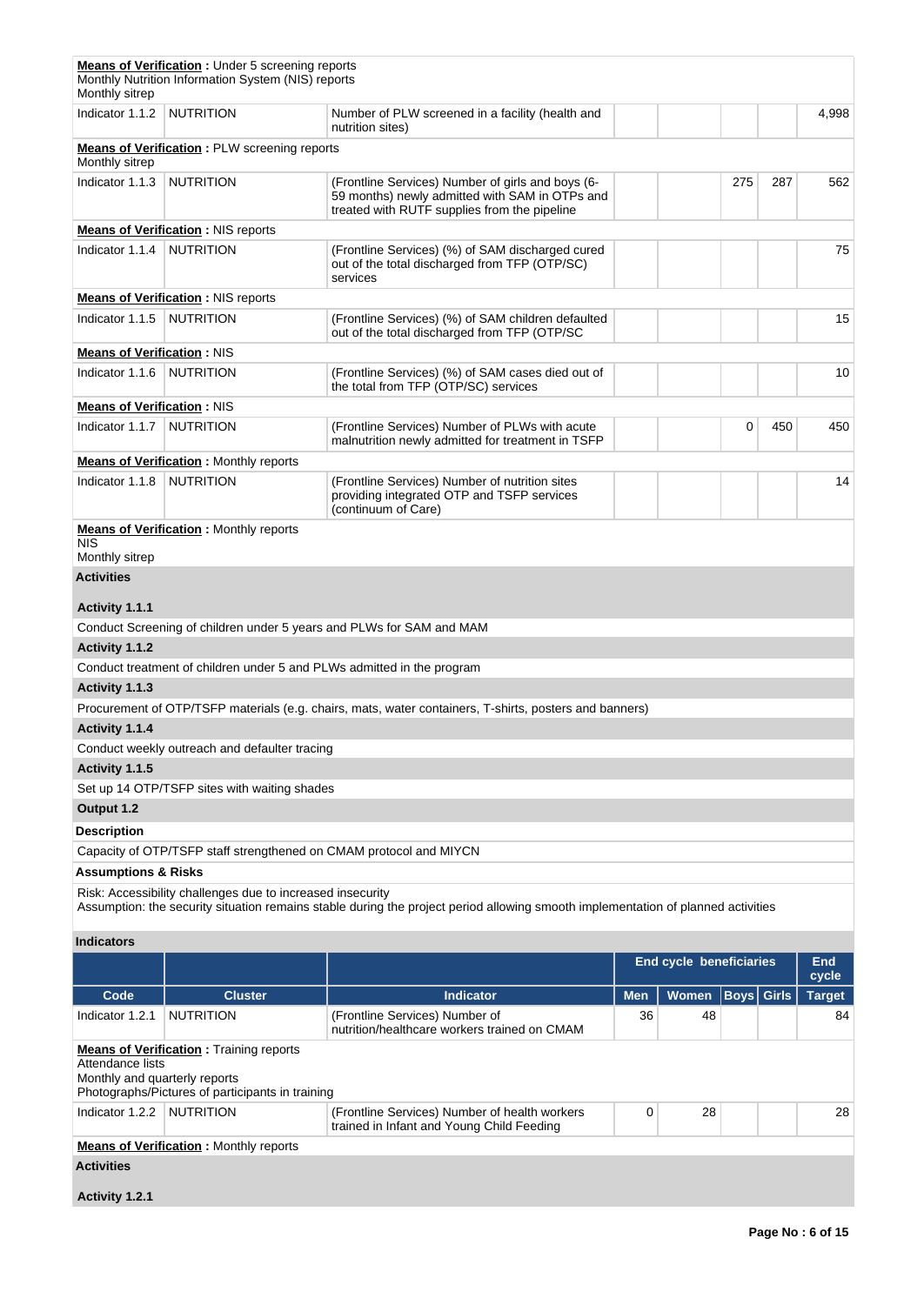**Means of Verification :** Under 5 screening reports
Monthly Nutrition Information System (NIS) reports
Monthly sitrep

| Code | Cluster | Indicator | Men | Women | Boys | Girls | End cycle Target |
|---|---|---|---|---|---|---|---|
| Indicator 1.1.2 | NUTRITION | Number of PLW screened in a facility (health and nutrition sites) | | | | | 4,998 |

**Means of Verification :** PLW screening reports
Monthly sitrep

| Code | Cluster | Indicator | Men | Women | Boys | Girls | End cycle Target |
|---|---|---|---|---|---|---|---|
| Indicator 1.1.3 | NUTRITION | (Frontline Services) Number of girls and boys (6-59 months) newly admitted with SAM in OTPs and treated with RUTF supplies from the pipeline | | | 275 | 287 | 562 |

**Means of Verification :** NIS reports

| Code | Cluster | Indicator | Men | Women | Boys | Girls | End cycle Target |
|---|---|---|---|---|---|---|---|
| Indicator 1.1.4 | NUTRITION | (Frontline Services) (%) of SAM discharged cured out of the total discharged from TFP (OTP/SC) services | | | | | 75 |

**Means of Verification :** NIS reports

| Code | Cluster | Indicator | Men | Women | Boys | Girls | End cycle Target |
|---|---|---|---|---|---|---|---|
| Indicator 1.1.5 | NUTRITION | (Frontline Services) (%) of SAM children defaulted out of the total discharged from TFP (OTP/SC | | | | | 15 |

**Means of Verification :** NIS

| Code | Cluster | Indicator | Men | Women | Boys | Girls | End cycle Target |
|---|---|---|---|---|---|---|---|
| Indicator 1.1.6 | NUTRITION | (Frontline Services) (%) of SAM cases died out of the total from TFP (OTP/SC) services | | | | | 10 |

**Means of Verification :** NIS

| Code | Cluster | Indicator | Men | Women | Boys | Girls | End cycle Target |
|---|---|---|---|---|---|---|---|
| Indicator 1.1.7 | NUTRITION | (Frontline Services) Number of PLWs with acute malnutrition newly admitted for treatment in TSFP | | | 0 | 450 | 450 |

**Means of Verification :** Monthly reports

| Code | Cluster | Indicator | Men | Women | Boys | Girls | End cycle Target |
|---|---|---|---|---|---|---|---|
| Indicator 1.1.8 | NUTRITION | (Frontline Services) Number of nutrition sites providing integrated OTP and TSFP services (continuum of Care) | | | | | 14 |

**Means of Verification :** Monthly reports
NIS
Monthly sitrep

**Activities**

**Activity 1.1.1**

Conduct Screening of children under 5 years and PLWs for SAM and MAM

**Activity 1.1.2**

Conduct treatment of children under 5 and PLWs admitted in the program

**Activity 1.1.3**

Procurement of OTP/TSFP materials (e.g. chairs, mats, water containers, T-shirts, posters and banners)

**Activity 1.1.4**

Conduct weekly outreach and defaulter tracing

**Activity 1.1.5**

Set up 14 OTP/TSFP sites with waiting shades

**Output 1.2**

**Description**

Capacity of OTP/TSFP staff strengthened on CMAM protocol and MIYCN

**Assumptions & Risks**

Risk: Accessibility challenges due to increased insecurity
Assumption: the security situation remains stable during the project period allowing smooth implementation of planned activities

**Indicators**

| | | | End cycle beneficiaries | | | | End cycle |
|---|---|---|---|---|---|---|---|
| **Code** | **Cluster** | **Indicator** | **Men** | **Women** | **Boys** | **Girls** | **Target** |
| Indicator 1.2.1 | NUTRITION | (Frontline Services) Number of nutrition/healthcare workers trained on CMAM | 36 | 48 | | | 84 |

**Means of Verification :** Training reports
Attendance lists
Monthly and quarterly reports
Photographs/Pictures of participants in training

| Code | Cluster | Indicator | Men | Women | Boys | Girls | End cycle Target |
|---|---|---|---|---|---|---|---|
| Indicator 1.2.2 | NUTRITION | (Frontline Services) Number of health workers trained in Infant and Young Child Feeding | 0 | 28 | | | 28 |

**Means of Verification :** Monthly reports

**Activities**

**Activity 1.2.1**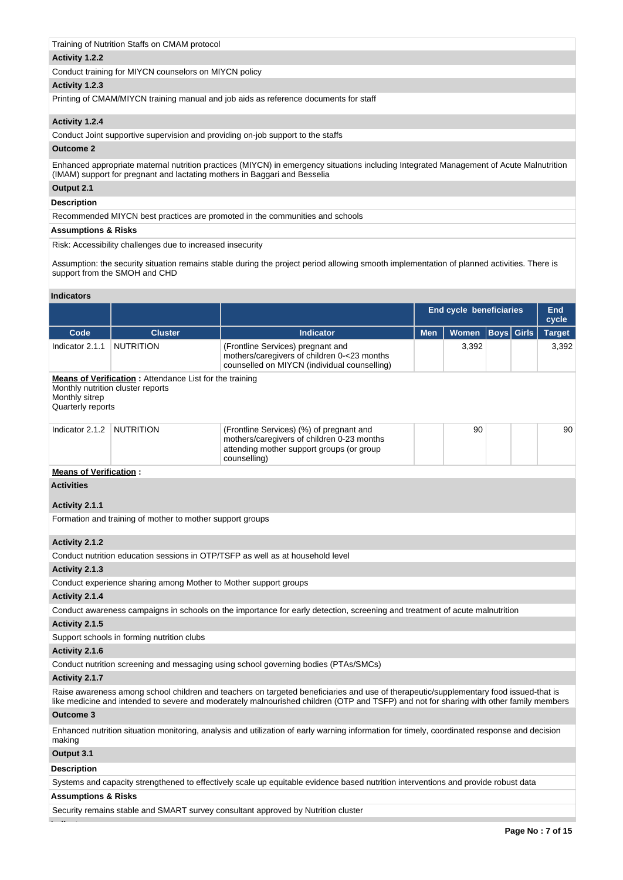Training of Nutrition Staffs on CMAM protocol

**Activity 1.2.2**

Conduct training for MIYCN counselors on MIYCN policy

**Activity 1.2.3**

Printing of CMAM/MIYCN training manual and job aids as reference documents for staff

**Activity 1.2.4**

Conduct Joint supportive supervision and providing on-job support to the staffs

**Outcome 2**

Enhanced appropriate maternal nutrition practices (MIYCN) in emergency situations including Integrated Management of Acute Malnutrition (IMAM) support for pregnant and lactating mothers in Baggari and Besselia

**Output 2.1**

**Description**

Recommended MIYCN best practices are promoted in the communities and schools

**Assumptions & Risks**

Risk: Accessibility challenges due to increased insecurity

Assumption: the security situation remains stable during the project period allowing smooth implementation of planned activities. There is support from the SMOH and CHD

**Indicators**

| | | | End cycle beneficiaries | | | | End cycle |
|---|---|---|---|---|---|---|---|
| Code | Cluster | Indicator | Men | Women | Boys | Girls | Target |
| Indicator 2.1.1 | NUTRITION | (Frontline Services) pregnant and mothers/caregivers of children 0-<23 months counselled on MIYCN (individual counselling) | | 3,392 | | | 3,392 |

**Means of Verification :** Attendance List for the training
Monthly nutrition cluster reports
Monthly sitrep
Quarterly reports

| Code | Cluster | Indicator | Men | Women | Boys | Girls | Target |
|---|---|---|---|---|---|---|---|
| Indicator 2.1.2 | NUTRITION | (Frontline Services) (%) of pregnant and mothers/caregivers of children 0-23 months attending mother support groups (or group counselling) | | 90 | | | 90 |

**Means of Verification :**

**Activities**

**Activity 2.1.1**

Formation and training of mother to mother support groups

**Activity 2.1.2**

Conduct nutrition education sessions in OTP/TSFP as well as at household level

**Activity 2.1.3**

Conduct experience sharing among Mother to Mother support groups

**Activity 2.1.4**

Conduct awareness campaigns in schools on the importance for early detection, screening and treatment of acute malnutrition

**Activity 2.1.5**

Support schools in forming nutrition clubs

**Activity 2.1.6**

Conduct nutrition screening and messaging using school governing bodies (PTAs/SMCs)

**Activity 2.1.7**

Raise awareness among school children and teachers on targeted beneficiaries and use of therapeutic/supplementary food issued-that is like medicine and intended to severe and moderately malnourished children (OTP and TSFP) and not for sharing with other family members

**Outcome 3**

Enhanced nutrition situation monitoring, analysis and utilization of early warning information for timely, coordinated response and decision making

**Output 3.1**

**Description**

Systems and capacity strengthened to effectively scale up equitable evidence based nutrition interventions and provide robust data

**Assumptions & Risks**

Security remains stable and SMART survey consultant approved by Nutrition cluster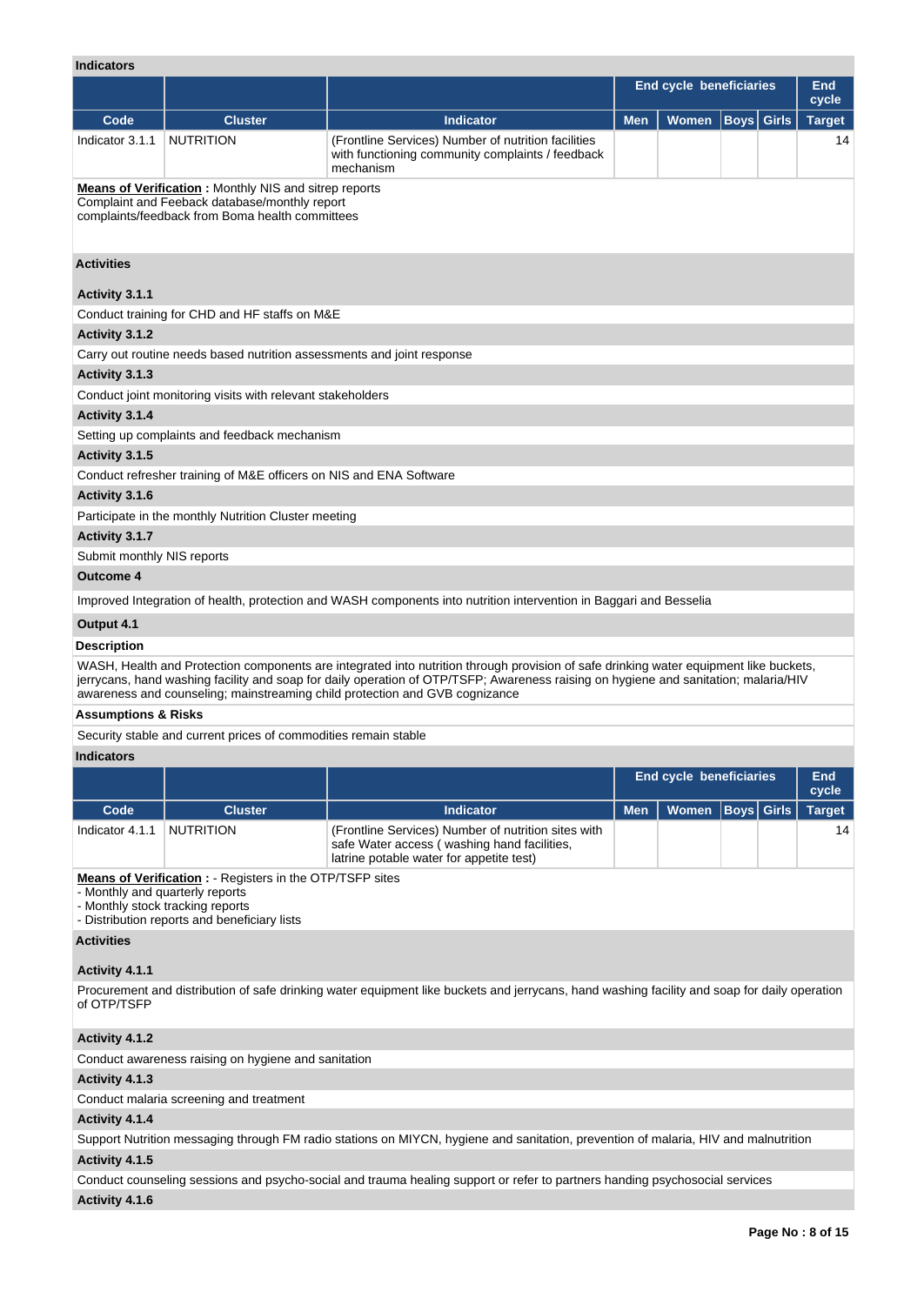**Indicators**

| | | | End cycle beneficiaries | | | | End cycle |
|---|---|---|---|---|---|---|---|
| **Code** | **Cluster** | **Indicator** | **Men** | **Women** | **Boys** | **Girls** | **Target** |
| Indicator 3.1.1 | NUTRITION | (Frontline Services) Number of nutrition facilities with functioning community complaints / feedback mechanism | | | | | 14 |

**Means of Verification :** Monthly NIS and sitrep reports
Complaint and Feeback database/monthly report
complaints/feedback from Boma health committees

**Activities**

**Activity 3.1.1**

Conduct training for CHD and HF staffs on M&E

**Activity 3.1.2**

Carry out routine needs based nutrition assessments and joint response

**Activity 3.1.3**

Conduct joint monitoring visits with relevant stakeholders

**Activity 3.1.4**

Setting up complaints and feedback mechanism

**Activity 3.1.5**

Conduct refresher training of M&E officers on NIS and ENA Software

**Activity 3.1.6**

Participate in the monthly Nutrition Cluster meeting

**Activity 3.1.7**

Submit monthly NIS reports

**Outcome 4**

Improved Integration of health, protection and WASH components into nutrition intervention in Baggari and Besselia

**Output 4.1**

**Description**

WASH, Health and Protection components are integrated into nutrition through provision of safe drinking water equipment like buckets, jerrycans, hand washing facility and soap for daily operation of OTP/TSFP; Awareness raising on hygiene and sanitation; malaria/HIV awareness and counseling; mainstreaming child protection and GVB cognizance

**Assumptions & Risks**

Security stable and current prices of commodities remain stable

**Indicators**

| | | | End cycle beneficiaries | | | | End cycle |
|---|---|---|---|---|---|---|---|
| **Code** | **Cluster** | **Indicator** | **Men** | **Women** | **Boys** | **Girls** | **Target** |
| Indicator 4.1.1 | NUTRITION | (Frontline Services) Number of nutrition sites with safe Water access ( washing hand facilities, latrine potable water for appetite test) | | | | | 14 |

**Means of Verification :** - Registers in the OTP/TSFP sites
- Monthly and quarterly reports
- Monthly stock tracking reports
- Distribution reports and beneficiary lists

**Activities**

**Activity 4.1.1**

Procurement and distribution of safe drinking water equipment like buckets and jerrycans, hand washing facility and soap for daily operation of OTP/TSFP

**Activity 4.1.2**

Conduct awareness raising on hygiene and sanitation

**Activity 4.1.3**

Conduct malaria screening and treatment

**Activity 4.1.4**

Support Nutrition messaging through FM radio stations on MIYCN, hygiene and sanitation, prevention of malaria, HIV and malnutrition

**Activity 4.1.5**

Conduct counseling sessions and psycho-social and trauma healing support or refer to partners handing psychosocial services

**Activity 4.1.6**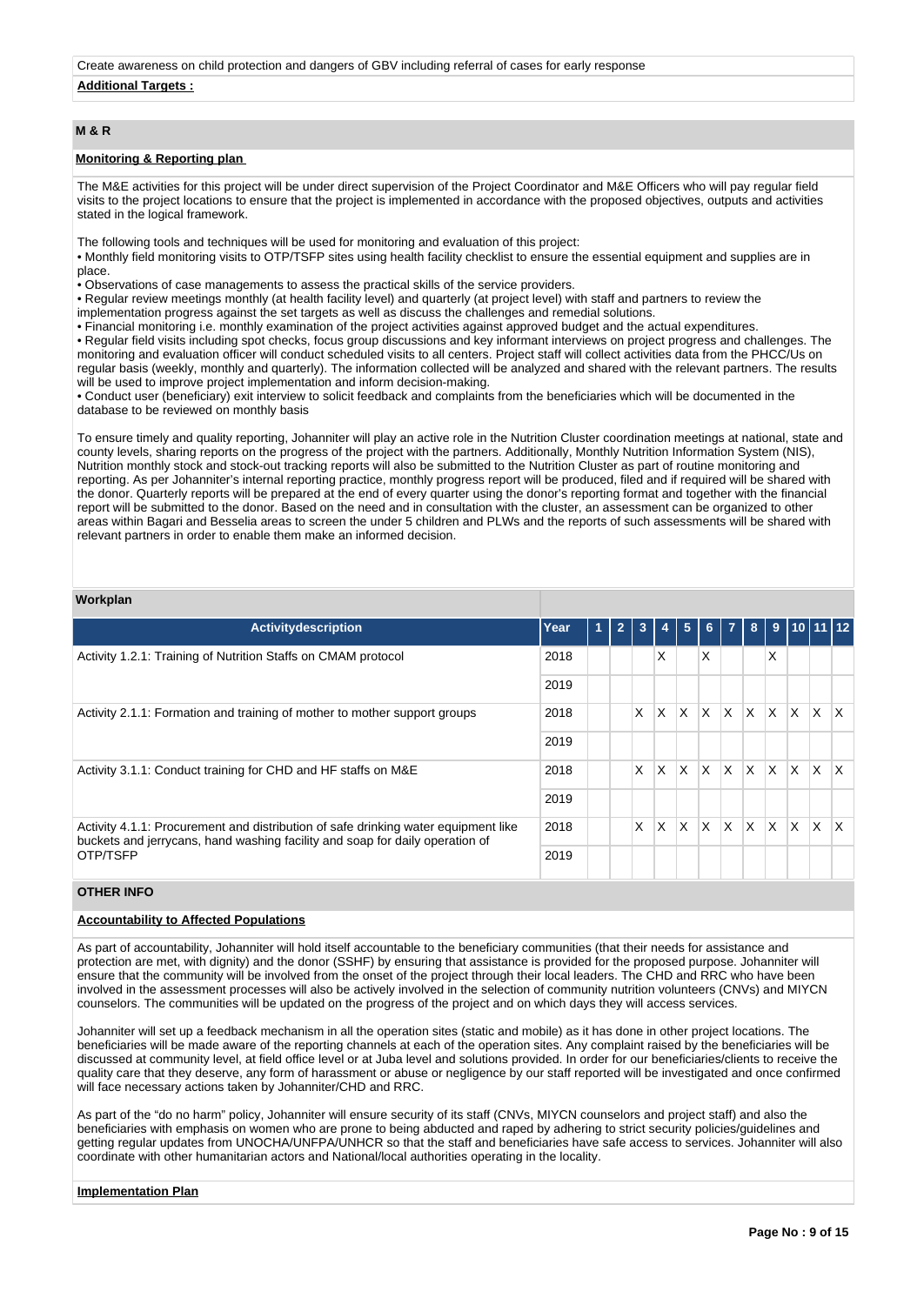Create awareness on child protection and dangers of GBV including referral of cases for early response

**Additional Targets :**

## M & R

**Monitoring & Reporting plan**

The M&E activities for this project will be under direct supervision of the Project Coordinator and M&E Officers who will pay regular field visits to the project locations to ensure that the project is implemented in accordance with the proposed objectives, outputs and activities stated in the logical framework.

The following tools and techniques will be used for monitoring and evaluation of this project:
• Monthly field monitoring visits to OTP/TSFP sites using health facility checklist to ensure the essential equipment and supplies are in place.
• Observations of case managements to assess the practical skills of the service providers.
• Regular review meetings monthly (at health facility level) and quarterly (at project level) with staff and partners to review the implementation progress against the set targets as well as discuss the challenges and remedial solutions.
• Financial monitoring i.e. monthly examination of the project activities against approved budget and the actual expenditures.
• Regular field visits including spot checks, focus group discussions and key informant interviews on project progress and challenges. The monitoring and evaluation officer will conduct scheduled visits to all centers. Project staff will collect activities data from the PHCC/Us on regular basis (weekly, monthly and quarterly). The information collected will be analyzed and shared with the relevant partners. The results will be used to improve project implementation and inform decision-making.
• Conduct user (beneficiary) exit interview to solicit feedback and complaints from the beneficiaries which will be documented in the database to be reviewed on monthly basis

To ensure timely and quality reporting, Johanniter will play an active role in the Nutrition Cluster coordination meetings at national, state and county levels, sharing reports on the progress of the project with the partners. Additionally, Monthly Nutrition Information System (NIS), Nutrition monthly stock and stock-out tracking reports will also be submitted to the Nutrition Cluster as part of routine monitoring and reporting. As per Johanniter's internal reporting practice, monthly progress report will be produced, filed and if required will be shared with the donor. Quarterly reports will be prepared at the end of every quarter using the donor's reporting format and together with the financial report will be submitted to the donor. Based on the need and in consultation with the cluster, an assessment can be organized to other areas within Bagari and Besselia areas to screen the under 5 children and PLWs and the reports of such assessments will be shared with relevant partners in order to enable them make an informed decision.

**Workplan**

| Activitydescription | Year | 1 | 2 | 3 | 4 | 5 | 6 | 7 | 8 | 9 | 10 | 11 | 12 |
|---|---|---|---|---|---|---|---|---|---|---|---|---|---|
| Activity 1.2.1: Training of Nutrition Staffs on CMAM protocol | 2018 | | | | X | | X | | | X | | | |
| | 2019 | | | | | | | | | | | | |
| Activity 2.1.1: Formation and training of mother to mother support groups | 2018 | | | X | X | X | X | X | X | X | X | X | X |
| | 2019 | | | | | | | | | | | | |
| Activity 3.1.1: Conduct training for CHD and HF staffs on M&E | 2018 | | | X | X | X | X | X | X | X | X | X | X |
| | 2019 | | | | | | | | | | | | |
| Activity 4.1.1: Procurement and distribution of safe drinking water equipment like buckets and jerrycans, hand washing facility and soap for daily operation of OTP/TSFP | 2018 | | | X | X | X | X | X | X | X | X | X | X |
| | 2019 | | | | | | | | | | | | |

## OTHER INFO

**Accountability to Affected Populations**

As part of accountability, Johanniter will hold itself accountable to the beneficiary communities (that their needs for assistance and protection are met, with dignity) and the donor (SSHF) by ensuring that assistance is provided for the proposed purpose. Johanniter will ensure that the community will be involved from the onset of the project through their local leaders. The CHD and RRC who have been involved in the assessment processes will also be actively involved in the selection of community nutrition volunteers (CNVs) and MIYCN counselors. The communities will be updated on the progress of the project and on which days they will access services.

Johanniter will set up a feedback mechanism in all the operation sites (static and mobile) as it has done in other project locations. The beneficiaries will be made aware of the reporting channels at each of the operation sites. Any complaint raised by the beneficiaries will be discussed at community level, at field office level or at Juba level and solutions provided. In order for our beneficiaries/clients to receive the quality care that they deserve, any form of harassment or abuse or negligence by our staff reported will be investigated and once confirmed will face necessary actions taken by Johanniter/CHD and RRC.

As part of the "do no harm" policy, Johanniter will ensure security of its staff (CNVs, MIYCN counselors and project staff) and also the beneficiaries with emphasis on women who are prone to being abducted and raped by adhering to strict security policies/guidelines and getting regular updates from UNOCHA/UNFPA/UNHCR so that the staff and beneficiaries have safe access to services. Johanniter will also coordinate with other humanitarian actors and National/local authorities operating in the locality.

**Implementation Plan**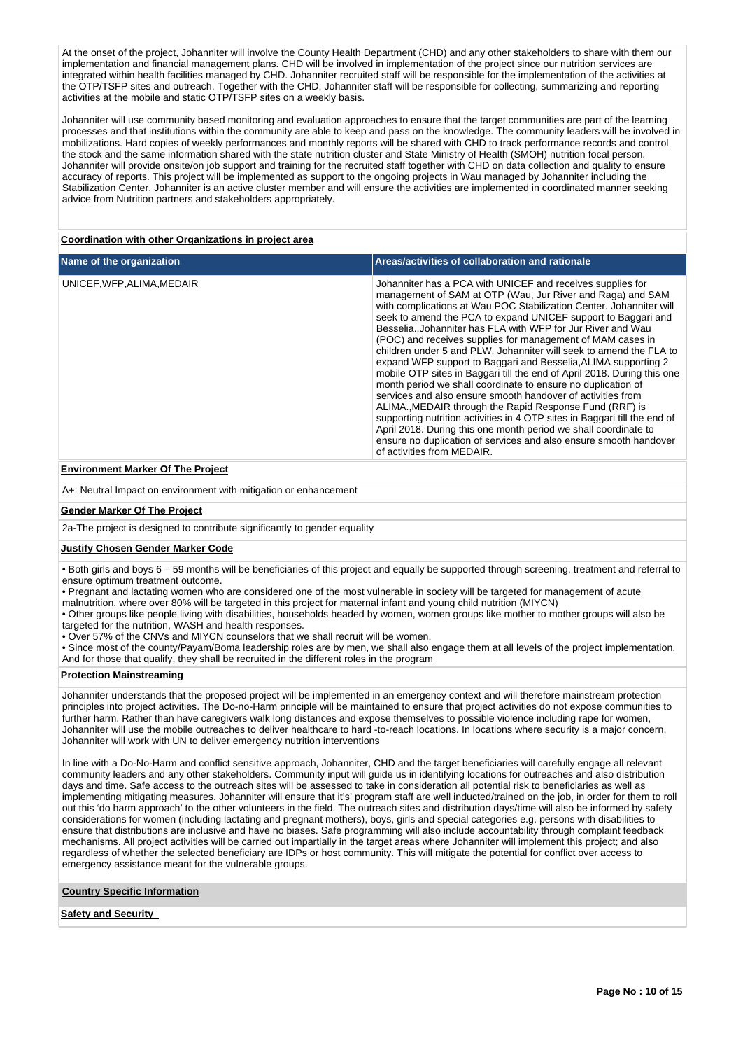At the onset of the project, Johanniter will involve the County Health Department (CHD) and any other stakeholders to share with them our implementation and financial management plans. CHD will be involved in implementation of the project since our nutrition services are integrated within health facilities managed by CHD. Johanniter recruited staff will be responsible for the implementation of the activities at the OTP/TSFP sites and outreach. Together with the CHD, Johanniter staff will be responsible for collecting, summarizing and reporting activities at the mobile and static OTP/TSFP sites on a weekly basis.

Johanniter will use community based monitoring and evaluation approaches to ensure that the target communities are part of the learning processes and that institutions within the community are able to keep and pass on the knowledge. The community leaders will be involved in mobilizations. Hard copies of weekly performances and monthly reports will be shared with CHD to track performance records and control the stock and the same information shared with the state nutrition cluster and State Ministry of Health (SMOH) nutrition focal person. Johanniter will provide onsite/on job support and training for the recruited staff together with CHD on data collection and quality to ensure accuracy of reports. This project will be implemented as support to the ongoing projects in Wau managed by Johanniter including the Stabilization Center. Johanniter is an active cluster member and will ensure the activities are implemented in coordinated manner seeking advice from Nutrition partners and stakeholders appropriately.

**Coordination with other Organizations in project area**

| Name of the organization | Areas/activities of collaboration and rationale |
|---|---|
| UNICEF,WFP,ALIMA,MEDAIR | Johanniter has a PCA with UNICEF and receives supplies for management of SAM at OTP (Wau, Jur River and Raga) and SAM with complications at Wau POC Stabilization Center. Johanniter will seek to amend the PCA to expand UNICEF support to Baggari and Besselia.,Johanniter has FLA with WFP for Jur River and Wau (POC) and receives supplies for management of MAM cases in children under 5 and PLW. Johanniter will seek to amend the FLA to expand WFP support to Baggari and Besselia,ALIMA supporting 2 mobile OTP sites in Baggari till the end of April 2018. During this one month period we shall coordinate to ensure no duplication of services and also ensure smooth handover of activities from ALIMA.,MEDAIR through the Rapid Response Fund (RRF) is supporting nutrition activities in 4 OTP sites in Baggari till the end of April 2018. During this one month period we shall coordinate to ensure no duplication of services and also ensure smooth handover of activities from MEDAIR. |

**Environment Marker Of The Project**

A+: Neutral Impact on environment with mitigation or enhancement

**Gender Marker Of The Project**

2a-The project is designed to contribute significantly to gender equality

**Justify Chosen Gender Marker Code**

- Both girls and boys 6 – 59 months will be beneficiaries of this project and equally be supported through screening, treatment and referral to ensure optimum treatment outcome.
- Pregnant and lactating women who are considered one of the most vulnerable in society will be targeted for management of acute malnutrition. where over 80% will be targeted in this project for maternal infant and young child nutrition (MIYCN)
- Other groups like people living with disabilities, households headed by women, women groups like mother to mother groups will also be targeted for the nutrition, WASH and health responses.
- Over 57% of the CNVs and MIYCN counselors that we shall recruit will be women.
- Since most of the county/Payam/Boma leadership roles are by men, we shall also engage them at all levels of the project implementation. And for those that qualify, they shall be recruited in the different roles in the program

**Protection Mainstreaming**

Johanniter understands that the proposed project will be implemented in an emergency context and will therefore mainstream protection principles into project activities. The Do-no-Harm principle will be maintained to ensure that project activities do not expose communities to further harm. Rather than have caregivers walk long distances and expose themselves to possible violence including rape for women, Johanniter will use the mobile outreaches to deliver healthcare to hard -to-reach locations. In locations where security is a major concern, Johanniter will work with UN to deliver emergency nutrition interventions

In line with a Do-No-Harm and conflict sensitive approach, Johanniter, CHD and the target beneficiaries will carefully engage all relevant community leaders and any other stakeholders. Community input will guide us in identifying locations for outreaches and also distribution days and time. Safe access to the outreach sites will be assessed to take in consideration all potential risk to beneficiaries as well as implementing mitigating measures. Johanniter will ensure that it's' program staff are well inducted/trained on the job, in order for them to roll out this 'do harm approach' to the other volunteers in the field. The outreach sites and distribution days/time will also be informed by safety considerations for women (including lactating and pregnant mothers), boys, girls and special categories e.g. persons with disabilities to ensure that distributions are inclusive and have no biases. Safe programming will also include accountability through complaint feedback mechanisms. All project activities will be carried out impartially in the target areas where Johanniter will implement this project; and also regardless of whether the selected beneficiary are IDPs or host community. This will mitigate the potential for conflict over access to emergency assistance meant for the vulnerable groups.

**Country Specific Information**

**Safety and Security**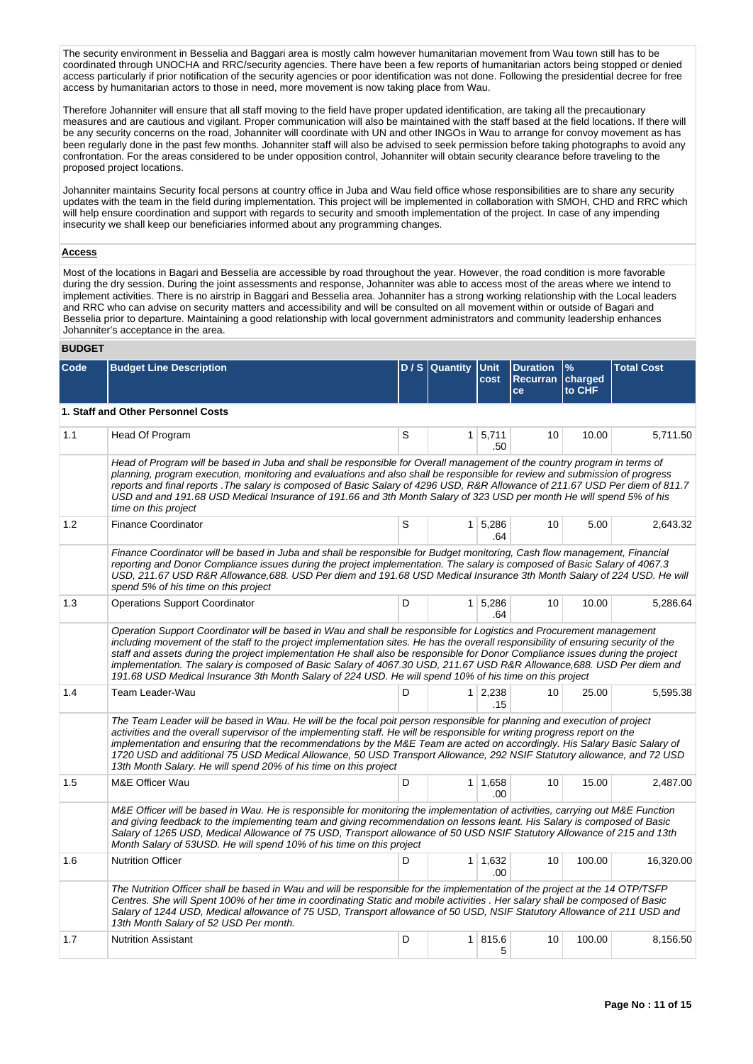The security environment in Besselia and Baggari area is mostly calm however humanitarian movement from Wau town still has to be coordinated through UNOCHA and RRC/security agencies. There have been a few reports of humanitarian actors being stopped or denied access particularly if prior notification of the security agencies or poor identification was not done. Following the presidential decree for free access by humanitarian actors to those in need, more movement is now taking place from Wau.

Therefore Johanniter will ensure that all staff moving to the field have proper updated identification, are taking all the precautionary measures and are cautious and vigilant. Proper communication will also be maintained with the staff based at the field locations. If there will be any security concerns on the road, Johanniter will coordinate with UN and other INGOs in Wau to arrange for convoy movement as has been regularly done in the past few months. Johanniter staff will also be advised to seek permission before taking photographs to avoid any confrontation. For the areas considered to be under opposition control, Johanniter will obtain security clearance before traveling to the proposed project locations.

Johanniter maintains Security focal persons at country office in Juba and Wau field office whose responsibilities are to share any security updates with the team in the field during implementation. This project will be implemented in collaboration with SMOH, CHD and RRC which will help ensure coordination and support with regards to security and smooth implementation of the project. In case of any impending insecurity we shall keep our beneficiaries informed about any programming changes.

## Access

Most of the locations in Bagari and Besselia are accessible by road throughout the year. However, the road condition is more favorable during the dry session. During the joint assessments and response, Johanniter was able to access most of the areas where we intend to implement activities. There is no airstrip in Baggari and Besselia area. Johanniter has a strong working relationship with the Local leaders and RRC who can advise on security matters and accessibility and will be consulted on all movement within or outside of Bagari and Besselia prior to departure. Maintaining a good relationship with local government administrators and community leadership enhances Johanniter's acceptance in the area.

## BUDGET

| Code | Budget Line Description | D / S | Quantity | Unit cost | Duration Recurrance | % charged to CHF | Total Cost |
|---|---|---|---|---|---|---|---|
| **1. Staff and Other Personnel Costs** | | | | | | | |
| 1.1 | Head Of Program | S | 1 | 5,711.50 | 10 | 10.00 | 5,711.50 |
| | *Head of Program will be based in Juba and shall be responsible for Overall management of the country program in terms of planning, program execution, monitoring and evaluations and also shall be responsible for review and submission of progress reports and final reports .The salary is composed of Basic Salary of 4296 USD, R&R Allowance of 211.67 USD Per diem of 811.7 USD and and 191.68 USD Medical Insurance of 191.66 and 3th Month Salary of 323 USD per month He will spend 5% of his time on this project* | | | | | | |
| 1.2 | Finance Coordinator | S | 1 | 5,286.64 | 10 | 5.00 | 2,643.32 |
| | *Finance Coordinator will be based in Juba and shall be responsible for Budget monitoring, Cash flow management, Financial reporting and Donor Compliance issues during the project implementation. The salary is composed of Basic Salary of 4067.3 USD, 211.67 USD R&R Allowance,688. USD Per diem and 191.68 USD Medical Insurance 3th Month Salary of 224 USD. He will spend 5% of his time on this project* | | | | | | |
| 1.3 | Operations Support Coordinator | D | 1 | 5,286.64 | 10 | 10.00 | 5,286.64 |
| | *Operation Support Coordinator will be based in Wau and shall be responsible for Logistics and Procurement management including movement of the staff to the project implementation sites. He has the overall responsibility of ensuring security of the staff and assets during the project implementation He shall also be responsible for Donor Compliance issues during the project implementation. The salary is composed of Basic Salary of 4067.30 USD, 211.67 USD R&R Allowance,688. USD Per diem and 191.68 USD Medical Insurance 3th Month Salary of 224 USD. He will spend 10% of his time on this project* | | | | | | |
| 1.4 | Team Leader-Wau | D | 1 | 2,238.15 | 10 | 25.00 | 5,595.38 |
| | *The Team Leader will be based in Wau. He will be the focal poit person responsible for planning and execution of project activities and the overall supervisor of the implementing staff. He will be responsible for writing progress report on the implementation and ensuring that the recommendations by the M&E Team are acted on accordingly. His Salary Basic Salary of 1720 USD and additional 75 USD Medical Allowance, 50 USD Transport Allowance, 292 NSIF Statutory allowance, and 72 USD 13th Month Salary. He will spend 20% of his time on this project* | | | | | | |
| 1.5 | M&E Officer Wau | D | 1 | 1,658.00 | 10 | 15.00 | 2,487.00 |
| | *M&E Officer will be based in Wau. He is responsible for monitoring the implementation of activities, carrying out M&E Function and giving feedback to the implementing team and giving recommendation on lessons leant. His Salary is composed of Basic Salary of 1265 USD, Medical Allowance of 75 USD, Transport allowance of 50 USD NSIF Statutory Allowance of 215 and 13th Month Salary of 53USD. He will spend 10% of his time on this project* | | | | | | |
| 1.6 | Nutrition Officer | D | 1 | 1,632.00 | 10 | 100.00 | 16,320.00 |
| | *The Nutrition Officer shall be based in Wau and will be responsible for the implementation of the project at the 14 OTP/TSFP Centres. She will Spent 100% of her time in coordinating Static and mobile activities . Her salary shall be composed of Basic Salary of 1244 USD, Medical allowance of 75 USD, Transport allowance of 50 USD, NSIF Statutory Allowance of 211 USD and 13th Month Salary of 52 USD Per month.* | | | | | | |
| 1.7 | Nutrition Assistant | D | 1 | 815.65 | 10 | 100.00 | 8,156.50 |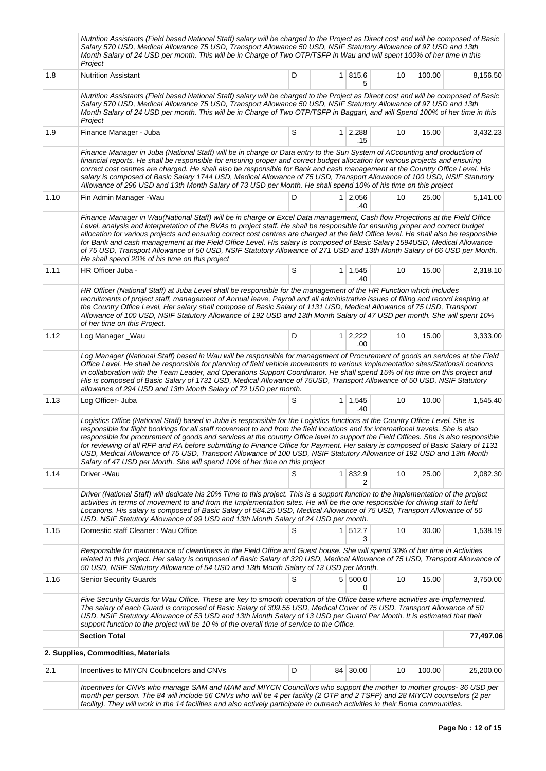| | | | | | | | |
|---|---|---|---|---|---|---|---|
| | *Nutrition Assistants (Field based National Staff) salary will be charged to the Project as Direct cost and will be composed of Basic Salary 570 USD, Medical Allowance 75 USD, Transport Allowance 50 USD, NSIF Statutory Allowance of 97 USD and 13th Month Salary of 24 USD per month. This will be in Charge of Two OTP/TSFP in Wau and will spent 100% of her time in this Project* | | | | | | |
| 1.8 | Nutrition Assistant | D | 1 | 815.65 | 10 | 100.00 | 8,156.50 |
| | *Nutrition Assistants (Field based National Staff) salary will be charged to the Project as Direct cost and will be composed of Basic Salary 570 USD, Medical Allowance 75 USD, Transport Allowance 50 USD, NSIF Statutory Allowance of 97 USD and 13th Month Salary of 24 USD per month. This will be in Charge of Two OTP/TSFP in Baggari, and will Spend 100% of her time in this Project* | | | | | | |
| 1.9 | Finance Manager - Juba | S | 1 | 2,288.15 | 10 | 15.00 | 3,432.23 |
| | *Finance Manager in Juba (National Staff) will be in charge or Data entry to the Sun System of ACcounting and production of financial reports. He shall be responsible for ensuring proper and correct budget allocation for various projects and ensuring correct cost centres are charged. He shall also be responsible for Bank and cash management at the Country Office Level. His salary is composed of Basic Salary 1744 USD, Medical Allowance of 75 USD, Transport Allowance of 100 USD, NSIF Statutory Allowance of 296 USD and 13th Month Salary of 73 USD per Month. He shall spend 10% of his time on this project* | | | | | | |
| 1.10 | Fin Admin Manager -Wau | D | 1 | 2,056.40 | 10 | 25.00 | 5,141.00 |
| | *Finance Manager in Wau(National Staff) will be in charge or Excel Data management, Cash flow Projections at the Field Office Level, analysis and interpretation of the BVAs to project staff. He shall be responsible for ensuring proper and correct budget allocation for various projects and ensuring correct cost centres are charged at the field Office level. He shall also be responsible for Bank and cash management at the Field Office Level. His salary is composed of Basic Salary 1594USD, Medical Allowance of 75 USD, Transport Allowance of 50 USD, NSIF Statutory Allowance of 271 USD and 13th Month Salary of 66 USD per Month. He shall spend 20% of his time on this project* | | | | | | |
| 1.11 | HR Officer Juba - | S | 1 | 1,545.40 | 10 | 15.00 | 2,318.10 |
| | *HR Officer (National Staff) at Juba Level shall be responsible for the management of the HR Function which includes recruitments of project staff, management of Annual leave, Payroll and all administrative issues of filling and record keeping at the Country Office Level, Her salary shall compose of Basic Salary of 1131 USD, Medical Allowance of 75 USD, Transport Allowance of 100 USD, NSIF Statutory Allowance of 192 USD and 13th Month Salary of 47 USD per month. She will spent 10% of her time on this Project.* | | | | | | |
| 1.12 | Log Manager _Wau | D | 1 | 2,222.00 | 10 | 15.00 | 3,333.00 |
| | *Log Manager (National Staff) based in Wau will be responsible for management of Procurement of goods an services at the Field Office Level. He shall be responsible for planning of field vehicle movements to various implementation sites/Stations/Locations in collaboration with the Team Leader, and Operations Support Coordinator. He shall spend 15% of his time on this project and His is composed of Basic Salary of 1731 USD, Medical Allowance of 75USD, Transport Allowance of 50 USD, NSIF Statutory allowance of 294 USD and 13th Month Salary of 72 USD per month.* | | | | | | |
| 1.13 | Log Officer- Juba | S | 1 | 1,545.40 | 10 | 10.00 | 1,545.40 |
| | *Logistics Office (National Staff) based in Juba is responsible for the Logistics functions at the Country Office Level. She is responsible for flight bookings for all staff movement to and from the field locations and for international travels. She is also responsible for procurement of goods and services at the country Office level to support the Field Offices. She is also responsible for reviewing of all RFP and PA before submitting to Finance Office for Payment. Her salary is composed of Basic Salary of 1131 USD, Medical Allowance of 75 USD, Transport Allowance of 100 USD, NSIF Statutory Allowance of 192 USD and 13th Month Salary of 47 USD per Month. She will spend 10% of her time on this project* | | | | | | |
| 1.14 | Driver -Wau | S | 1 | 832.92 | 10 | 25.00 | 2,082.30 |
| | *Driver (National Staff) will dedicate his 20% Time to this project. This is a support function to the implementation of the project activities in terms of movement to and from the Implementation sites. He will be the one responsible for driving staff to field Locations. His salary is composed of Basic Salary of 584.25 USD, Medical Allowance of 75 USD, Transport Allowance of 50 USD, NSIF Statutory Allowance of 99 USD and 13th Month Salary of 24 USD per month.* | | | | | | |
| 1.15 | Domestic staff Cleaner : Wau Office | S | 1 | 512.73 | 10 | 30.00 | 1,538.19 |
| | *Responsible for maintenance of cleanliness in the Field Office and Guest house. She will spend 30% of her time in Activities related to this project. Her salary is composed of Basic Salary of 320 USD, Medical Allowance of 75 USD, Transport Allowance of 50 USD, NSIF Statutory Allowance of 54 USD and 13th Month Salary of 13 USD per Month.* | | | | | | |
| 1.16 | Senior Security Guards | S | 5 | 500.00 | 10 | 15.00 | 3,750.00 |
| | *Five Security Guards for Wau Office. These are key to smooth operation of the Office base where activities are implemented. The salary of each Guard is composed of Basic Salary of 309.55 USD, Medical Cover of 75 USD, Transport Allowance of 50 USD, NSIF Statutory Allowance of 53 USD and 13th Month Salary of 13 USD per Guard Per Month. It is estimated that their support function to the project will be 10 % of the overall time of service to the Office.* | | | | | | |
| | **Section Total** | | | | | | **77,497.06** |
| | **2. Supplies, Commodities, Materials** | | | | | | |
| 2.1 | Incentives to MIYCN Coubncelors and CNVs | D | 84 | 30.00 | 10 | 100.00 | 25,200.00 |
| | *Incentives for CNVs who manage SAM and MAM and MIYCN Councillors who support the mother to mother groups- 36 USD per month per person. The 84 will include 56 CNVs who will be 4 per facility (2 OTP and 2 TSFP) and 28 MIYCN counselors (2 per facility). They will work in the 14 facilities and also actively participate in outreach activities in their Boma communities.* | | | | | | |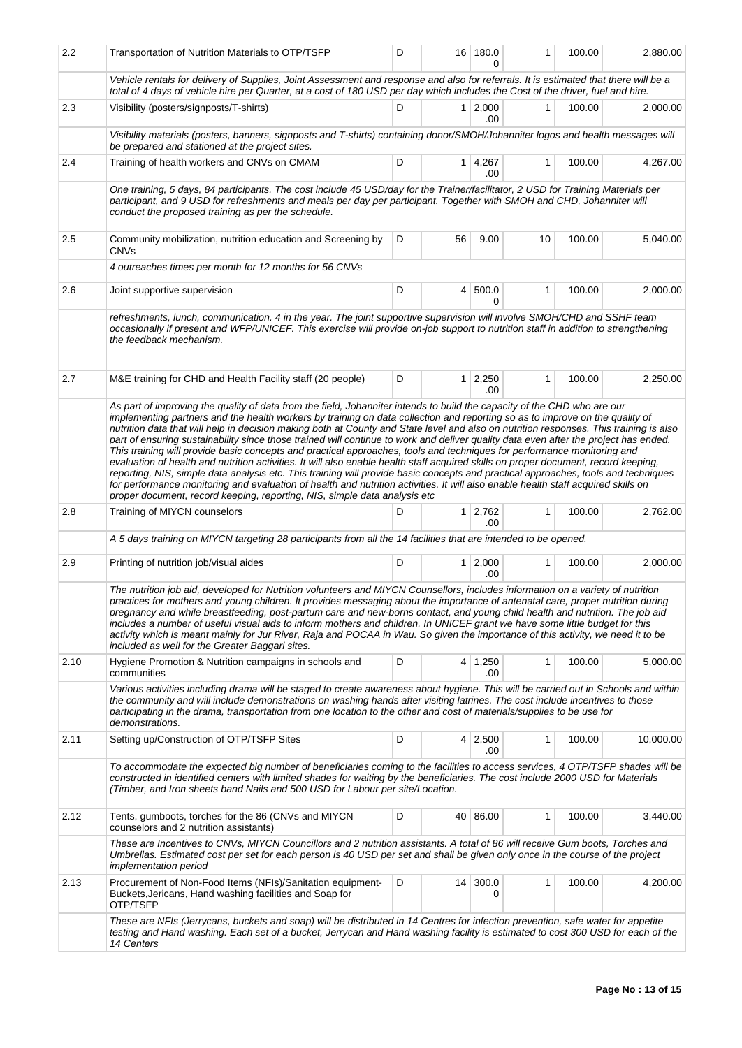| 2.2 | Transportation of Nutrition Materials to OTP/TSFP | D | 16 | 180.00 | 1 | 100.00 | 2,880.00 |
|---|---|---|---|---|---|---|---|
| | *Vehicle rentals for delivery of Supplies, Joint Assessment and response and also for referrals. It is estimated that there will be a total of 4 days of vehicle hire per Quarter, at a cost of 180 USD per day which includes the Cost of the driver, fuel and hire.* | | | | | | |
| 2.3 | Visibility (posters/signposts/T-shirts) | D | 1 | 2,000.00 | 1 | 100.00 | 2,000.00 |
| | *Visibility materials (posters, banners, signposts and T-shirts) containing donor/SMOH/Johanniter logos and health messages will be prepared and stationed at the project sites.* | | | | | | |
| 2.4 | Training of health workers and CNVs on CMAM | D | 1 | 4,267.00 | 1 | 100.00 | 4,267.00 |
| | *One training, 5 days, 84 participants. The cost include 45 USD/day for the Trainer/facilitator, 2 USD for Training Materials per participant, and 9 USD for refreshments and meals per day per participant. Together with SMOH and CHD, Johanniter will conduct the proposed training as per the schedule.* | | | | | | |
| 2.5 | Community mobilization, nutrition education and Screening by CNVs | D | 56 | 9.00 | 10 | 100.00 | 5,040.00 |
| | *4 outreaches times per month for 12 months for 56 CNVs* | | | | | | |
| 2.6 | Joint supportive supervision | D | 4 | 500.00 | 1 | 100.00 | 2,000.00 |
| | *refreshments, lunch, communication. 4 in the year. The joint supportive supervision will involve SMOH/CHD and SSHF team occasionally if present and WFP/UNICEF. This exercise will provide on-job support to nutrition staff in addition to strengthening the feedback mechanism.* | | | | | | |
| 2.7 | M&E training for CHD and Health Facility staff (20 people) | D | 1 | 2,250.00 | 1 | 100.00 | 2,250.00 |
| | *As part of improving the quality of data from the field, Johanniter intends to build the capacity of the CHD who are our implementing partners and the health workers by training on data collection and reporting so as to improve on the quality of nutrition data that will help in decision making both at County and State level and also on nutrition responses. This training is also part of ensuring sustainability since those trained will continue to work and deliver quality data even after the project has ended. This training will provide basic concepts and practical approaches, tools and techniques for performance monitoring and evaluation of health and nutrition activities. It will also enable health staff acquired skills on proper document, record keeping, reporting, NIS, simple data analysis etc. This training will provide basic concepts and practical approaches, tools and techniques for performance monitoring and evaluation of health and nutrition activities. It will also enable health staff acquired skills on proper document, record keeping, reporting, NIS, simple data analysis etc* | | | | | | |
| 2.8 | Training of MIYCN counselors | D | 1 | 2,762.00 | 1 | 100.00 | 2,762.00 |
| | *A 5 days training on MIYCN targeting 28 participants from all the 14 facilities that are intended to be opened.* | | | | | | |
| 2.9 | Printing of nutrition job/visual aides | D | 1 | 2,000.00 | 1 | 100.00 | 2,000.00 |
| | *The nutrition job aid, developed for Nutrition volunteers and MIYCN Counsellors, includes information on a variety of nutrition practices for mothers and young children. It provides messaging about the importance of antenatal care, proper nutrition during pregnancy and while breastfeeding, post-partum care and new-borns contact, and young child health and nutrition. The job aid includes a number of useful visual aids to inform mothers and children. In UNICEF grant we have some little budget for this activity which is meant mainly for Jur River, Raja and POCAA in Wau. So given the importance of this activity, we need it to be included as well for the Greater Baggari sites.* | | | | | | |
| 2.10 | Hygiene Promotion & Nutrition campaigns in schools and communities | D | 4 | 1,250.00 | 1 | 100.00 | 5,000.00 |
| | *Various activities including drama will be staged to create awareness about hygiene. This will be carried out in Schools and within the community and will include demonstrations on washing hands after visiting latrines. The cost include incentives to those participating in the drama, transportation from one location to the other and cost of materials/supplies to be use for demonstrations.* | | | | | | |
| 2.11 | Setting up/Construction of OTP/TSFP Sites | D | 4 | 2,500.00 | 1 | 100.00 | 10,000.00 |
| | *To accommodate the expected big number of beneficiaries coming to the facilities to access services, 4 OTP/TSFP shades will be constructed in identified centers with limited shades for waiting by the beneficiaries. The cost include 2000 USD for Materials (Timber, and Iron sheets band Nails and 500 USD for Labour per site/Location.* | | | | | | |
| 2.12 | Tents, gumboots, torches for the 86 (CNVs and MIYCN counselors and 2 nutrition assistants) | D | 40 | 86.00 | 1 | 100.00 | 3,440.00 |
| | *These are Incentives to CNVs, MIYCN Councillors and 2 nutrition assistants. A total of 86 will receive Gum boots, Torches and Umbrellas. Estimated cost per set for each person is 40 USD per set and shall be given only once in the course of the project implementation period* | | | | | | |
| 2.13 | Procurement of Non-Food Items (NFIs)/Sanitation equipment-Buckets,Jericans, Hand washing facilities and Soap for OTP/TSFP | D | 14 | 300.00 | 1 | 100.00 | 4,200.00 |
| | *These are NFIs (Jerrycans, buckets and soap) will be distributed in 14 Centres for infection prevention, safe water for appetite testing and Hand washing. Each set of a bucket, Jerrycan and Hand washing facility is estimated to cost 300 USD for each of the 14 Centers* | | | | | | |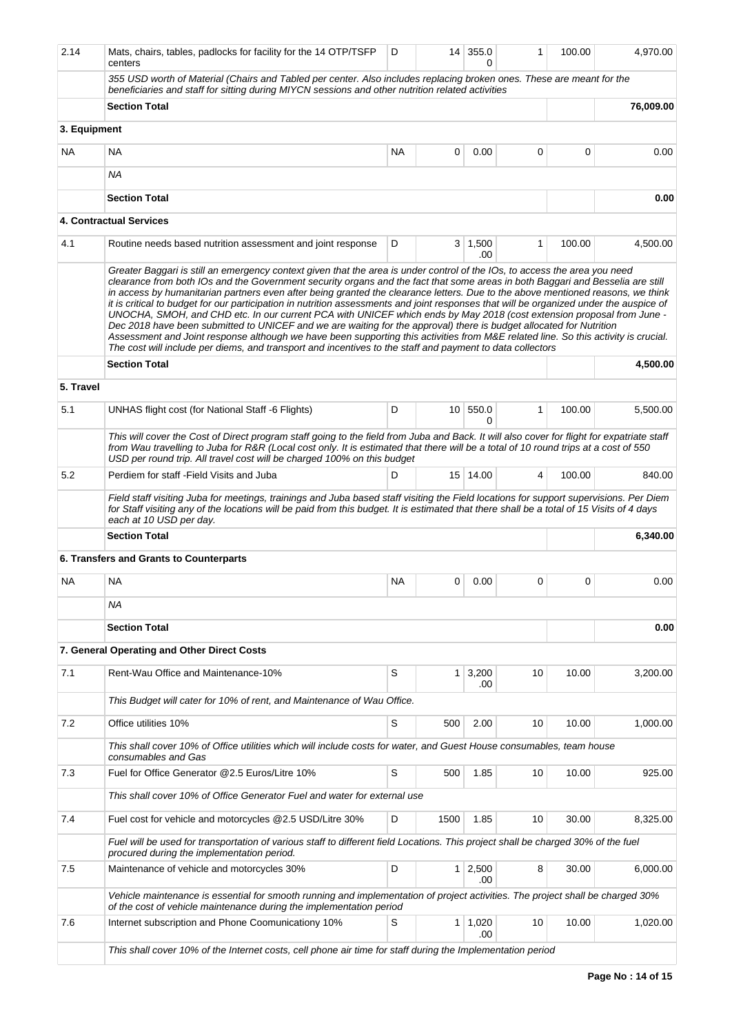| | | | | | | | |
|---|---|---|---|---|---|---|---|
| 2.14 | Mats, chairs, tables, padlocks for facility for the 14 OTP/TSFP centers | D | 14 | 355.00 | 1 | 100.00 | 4,970.00 |
| | *355 USD worth of Material (Chairs and Tabled per center. Also includes replacing broken ones. These are meant for the beneficiaries and staff for sitting during MIYCN sessions and other nutrition related activities* | | | | | | |
| | **Section Total** | | | | | | **76,009.00** |
| **3. Equipment** | | | | | | | |
| NA | NA | NA | 0 | 0.00 | 0 | 0 | 0.00 |
| | *NA* | | | | | | |
| | **Section Total** | | | | | | **0.00** |
| **4. Contractual Services** | | | | | | | |
| 4.1 | Routine needs based nutrition assessment and joint response | D | 3 | 1,500.00 | 1 | 100.00 | 4,500.00 |
| | *Greater Baggari is still an emergency context given that the area is under control of the IOs, to access the area you need clearance from both IOs and the Government security organs and the fact that some areas in both Baggari and Besselia are still in access by humanitarian partners even after being granted the clearance letters. Due to the above mentioned reasons, we think it is critical to budget for our participation in nutrition assessments and joint responses that will be organized under the auspice of UNOCHA, SMOH, and CHD etc. In our current PCA with UNICEF which ends by May 2018 (cost extension proposal from June - Dec 2018 have been submitted to UNICEF and we are waiting for the approval) there is budget allocated for Nutrition Assessment and Joint response although we have been supporting this activities from M&E related line. So this activity is crucial. The cost will include per diems, and transport and incentives to the staff and payment to data collectors* | | | | | | |
| | **Section Total** | | | | | | **4,500.00** |
| **5. Travel** | | | | | | | |
| 5.1 | UNHAS flight cost (for National Staff -6 Flights) | D | 10 | 550.00 | 1 | 100.00 | 5,500.00 |
| | *This will cover the Cost of Direct program staff going to the field from Juba and Back. It will also cover for flight for expatriate staff from Wau travelling to Juba for R&R (Local cost only. It is estimated that there will be a total of 10 round trips at a cost of 550 USD per round trip. All travel cost will be charged 100% on this budget* | | | | | | |
| 5.2 | Perdiem for staff -Field Visits and Juba | D | 15 | 14.00 | 4 | 100.00 | 840.00 |
| | *Field staff visiting Juba for meetings, trainings and Juba based staff visiting the Field locations for support supervisions. Per Diem for Staff visiting any of the locations will be paid from this budget. It is estimated that there shall be a total of 15 Visits of 4 days each at 10 USD per day.* | | | | | | |
| | **Section Total** | | | | | | **6,340.00** |
| **6. Transfers and Grants to Counterparts** | | | | | | | |
| NA | NA | NA | 0 | 0.00 | 0 | 0 | 0.00 |
| | *NA* | | | | | | |
| | **Section Total** | | | | | | **0.00** |
| **7. General Operating and Other Direct Costs** | | | | | | | |
| 7.1 | Rent-Wau Office and Maintenance-10% | S | 1 | 3,200.00 | 10 | 10.00 | 3,200.00 |
| | *This Budget will cater for 10% of rent, and Maintenance of Wau Office.* | | | | | | |
| 7.2 | Office utilities 10% | S | 500 | 2.00 | 10 | 10.00 | 1,000.00 |
| | *This shall cover 10% of Office utilities which will include costs for water, and Guest House consumables, team house consumables and Gas* | | | | | | |
| 7.3 | Fuel for Office Generator @2.5 Euros/Litre 10% | S | 500 | 1.85 | 10 | 10.00 | 925.00 |
| | *This shall cover 10% of Office Generator Fuel and water for external use* | | | | | | |
| 7.4 | Fuel cost for vehicle and motorcycles @2.5 USD/Litre 30% | D | 1500 | 1.85 | 10 | 30.00 | 8,325.00 |
| | *Fuel will be used for transportation of various staff to different field Locations. This project shall be charged 30% of the fuel procured during the implementation period.* | | | | | | |
| 7.5 | Maintenance of vehicle and motorcycles 30% | D | 1 | 2,500.00 | 8 | 30.00 | 6,000.00 |
| | *Vehicle maintenance is essential for smooth running and implementation of project activities. The project shall be charged 30% of the cost of vehicle maintenance during the implementation period* | | | | | | |
| 7.6 | Internet subscription and Phone Coomunicationy 10% | S | 1 | 1,020.00 | 10 | 10.00 | 1,020.00 |
| | *This shall cover 10% of the Internet costs, cell phone air time for staff during the Implementation period* | | | | | | |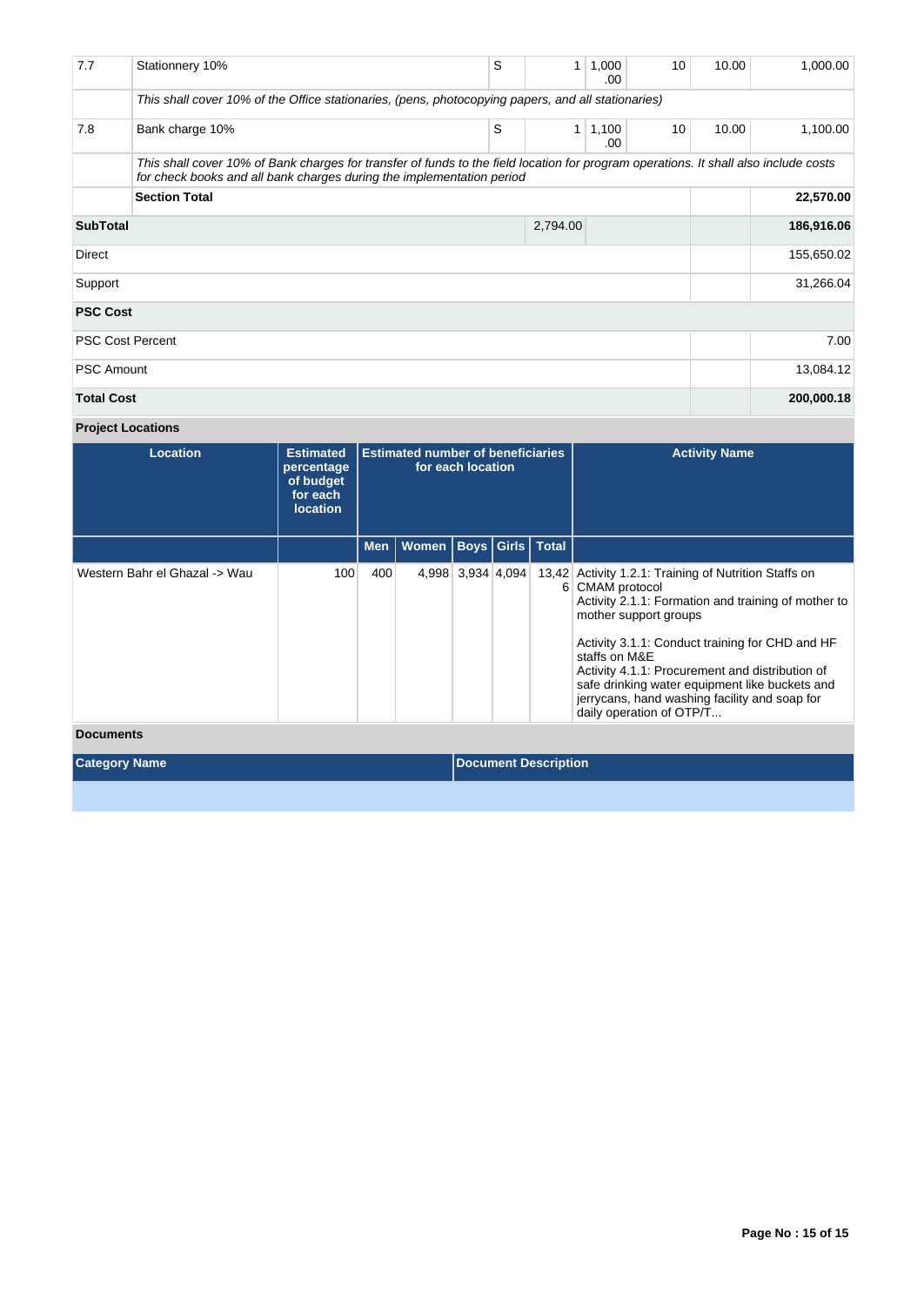| | | | | | | | |
|---|---|---|---|---|---|---|---|
| 7.7 | Stationnery 10% | S | 1 | 1,000.00 | 10 | 10.00 | 1,000.00 |
| | *This shall cover 10% of the Office stationaries, (pens, photocopying papers, and all stationaries)* | | | | | | |
| 7.8 | Bank charge 10% | S | 1 | 1,100.00 | 10 | 10.00 | 1,100.00 |
| | *This shall cover 10% of Bank charges for transfer of funds to the field location for program operations. It shall also include costs for check books and all bank charges during the implementation period* | | | | | | |
| | **Section Total** | | | | | | **22,570.00** |

| | | | | |
|---|---|---|---|---|
| **SubTotal** | 2,794.00 | | | **186,916.06** |
| Direct | | | | 155,650.02 |
| Support | | | | 31,266.04 |
| **PSC Cost** | | | | |
| PSC Cost Percent | | | | 7.00 |
| PSC Amount | | | | 13,084.12 |
| **Total Cost** | | | | **200,000.18** |

**Project Locations**

| Location | Estimated percentage of budget for each location | Estimated number of beneficiaries for each location | | | | | Activity Name |
|---|---|---|---|---|---|---|---|
| | | Men | Women | Boys | Girls | Total | |
| Western Bahr el Ghazal -> Wau | 100 | 400 | 4,998 | 3,934 | 4,094 | 13,426 | Activity 1.2.1: Training of Nutrition Staffs on CMAM protocol<br>Activity 2.1.1: Formation and training of mother to mother support groups<br><br>Activity 3.1.1: Conduct training for CHD and HF staffs on M&E<br>Activity 4.1.1: Procurement and distribution of safe drinking water equipment like buckets and jerrycans, hand washing facility and soap for daily operation of OTP/T... |

**Documents**

| Category Name | Document Description |
|---|---|
| | |